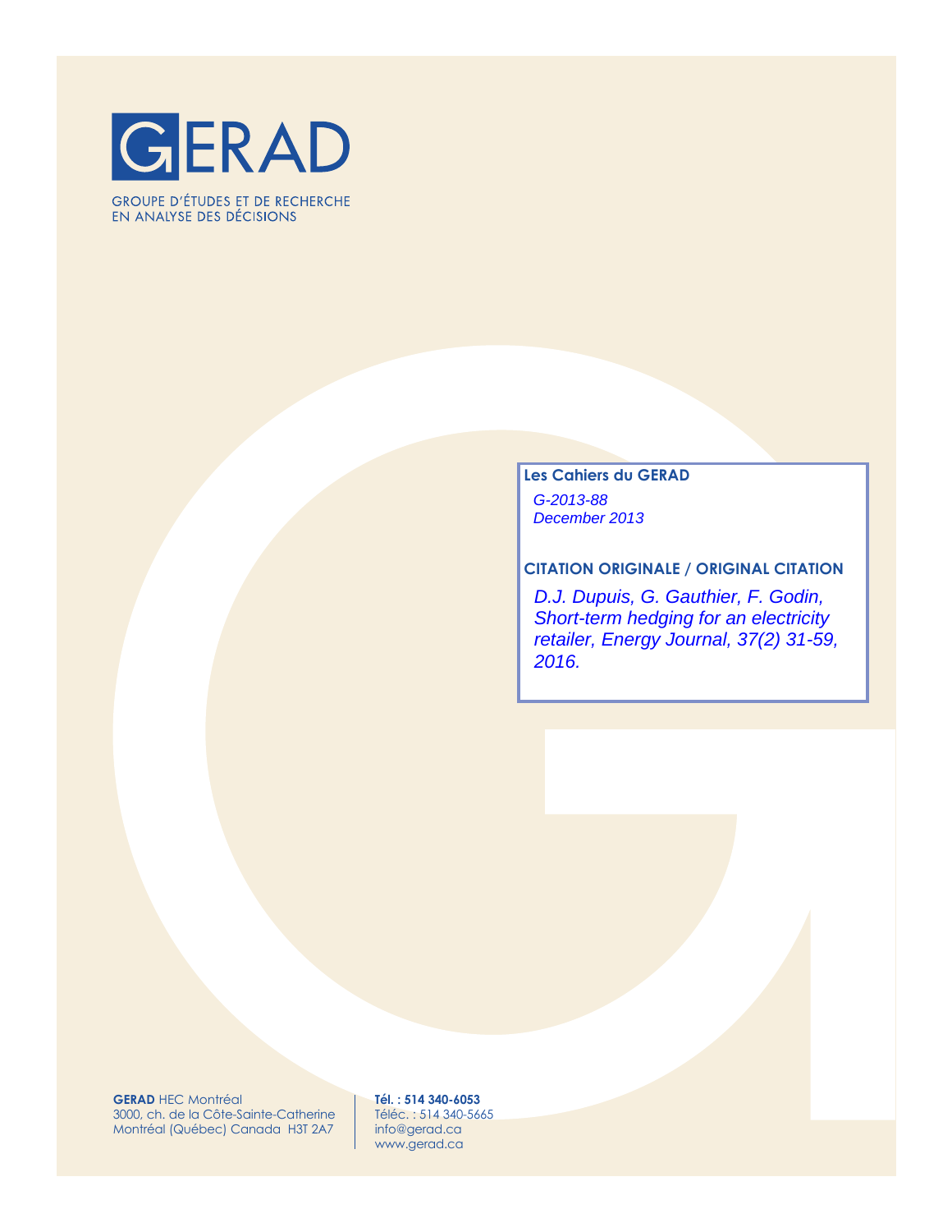# GERAD

GROUPE D'ÉTUDES ET DE RECHERCHE
EN ANALYSE DES DÉCISIONS

**Les Cahiers du GERAD**

*G-2013-88*
*December 2013*

**CITATION ORIGINALE / ORIGINAL CITATION**

*D.J. Dupuis, G. Gauthier, F. Godin, Short-term hedging for an electricity retailer, Energy Journal, 37(2) 31-59, 2016.*

**GERAD** HEC Montréal
3000, ch. de la Côte-Sainte-Catherine
Montréal (Québec) Canada H3T 2A7

**Tél. : 514 340-6053**
Téléc. : 514 340-5665
info@gerad.ca
www.gerad.ca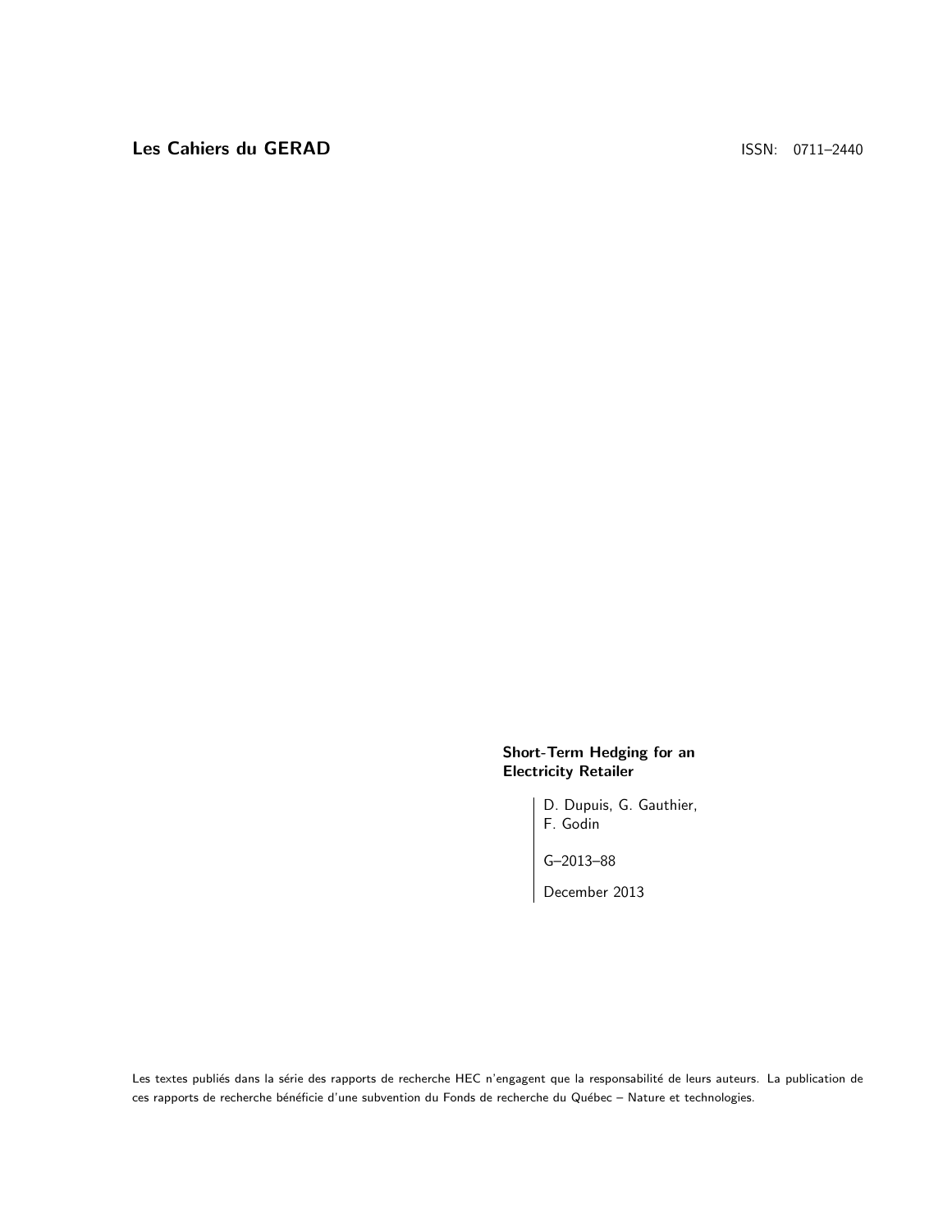**Les Cahiers du GERAD** ISSN: 0711–2440

**Short-Term Hedging for an Electricity Retailer**

D. Dupuis, G. Gauthier,
F. Godin

G–2013–88

December 2013

Les textes publiés dans la série des rapports de recherche HEC n'engagent que la responsabilité de leurs auteurs. La publication de ces rapports de recherche bénéficie d'une subvention du Fonds de recherche du Québec – Nature et technologies.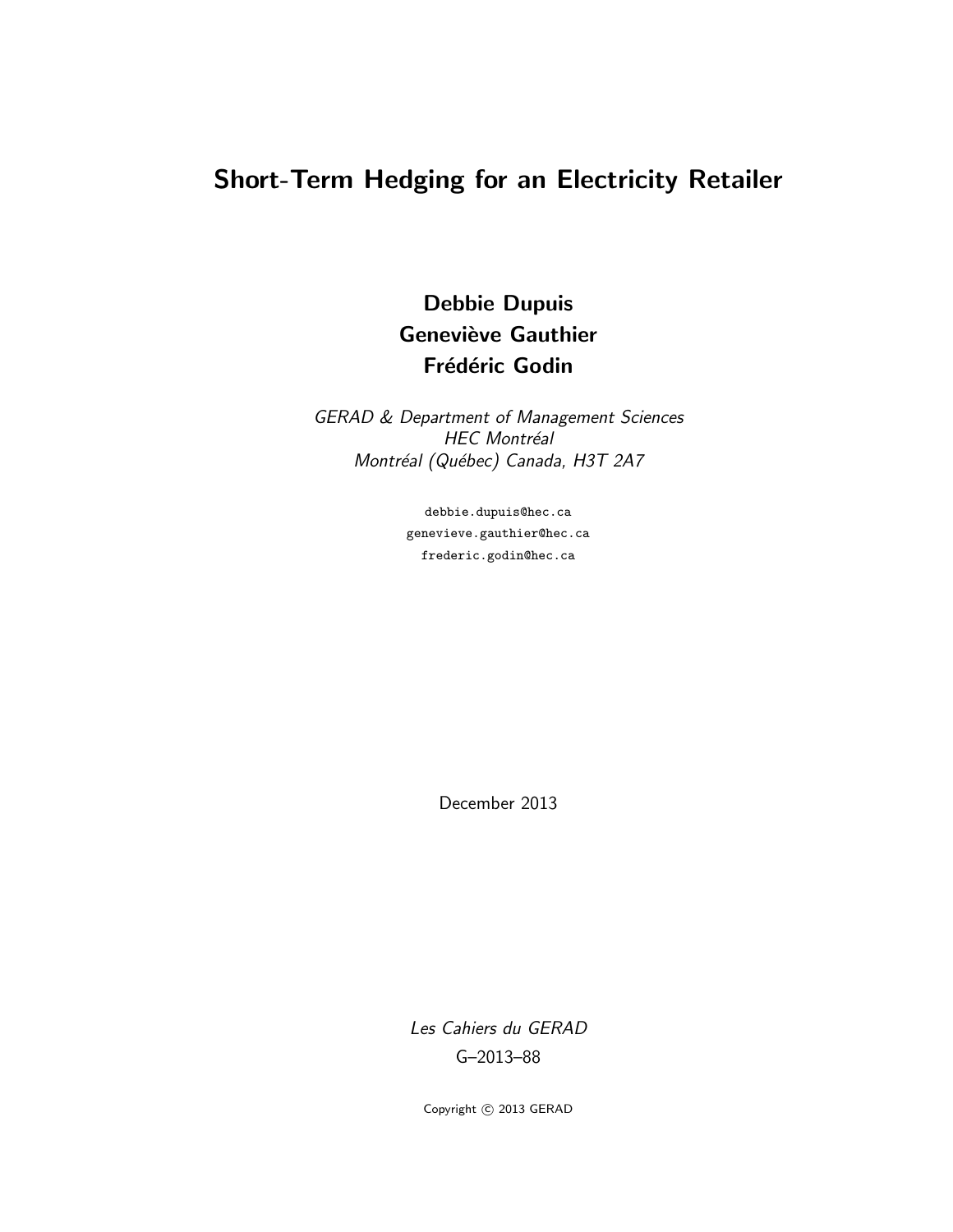# Short-Term Hedging for an Electricity Retailer

**Debbie Dupuis**  
**Geneviève Gauthier**  
**Frédéric Godin**

*GERAD & Department of Management Sciences*  
*HEC Montréal*  
*Montréal (Québec) Canada, H3T 2A7*

debbie.dupuis@hec.ca  
genevieve.gauthier@hec.ca  
frederic.godin@hec.ca

December 2013

*Les Cahiers du GERAD*

G–2013–88

Copyright © 2013 GERAD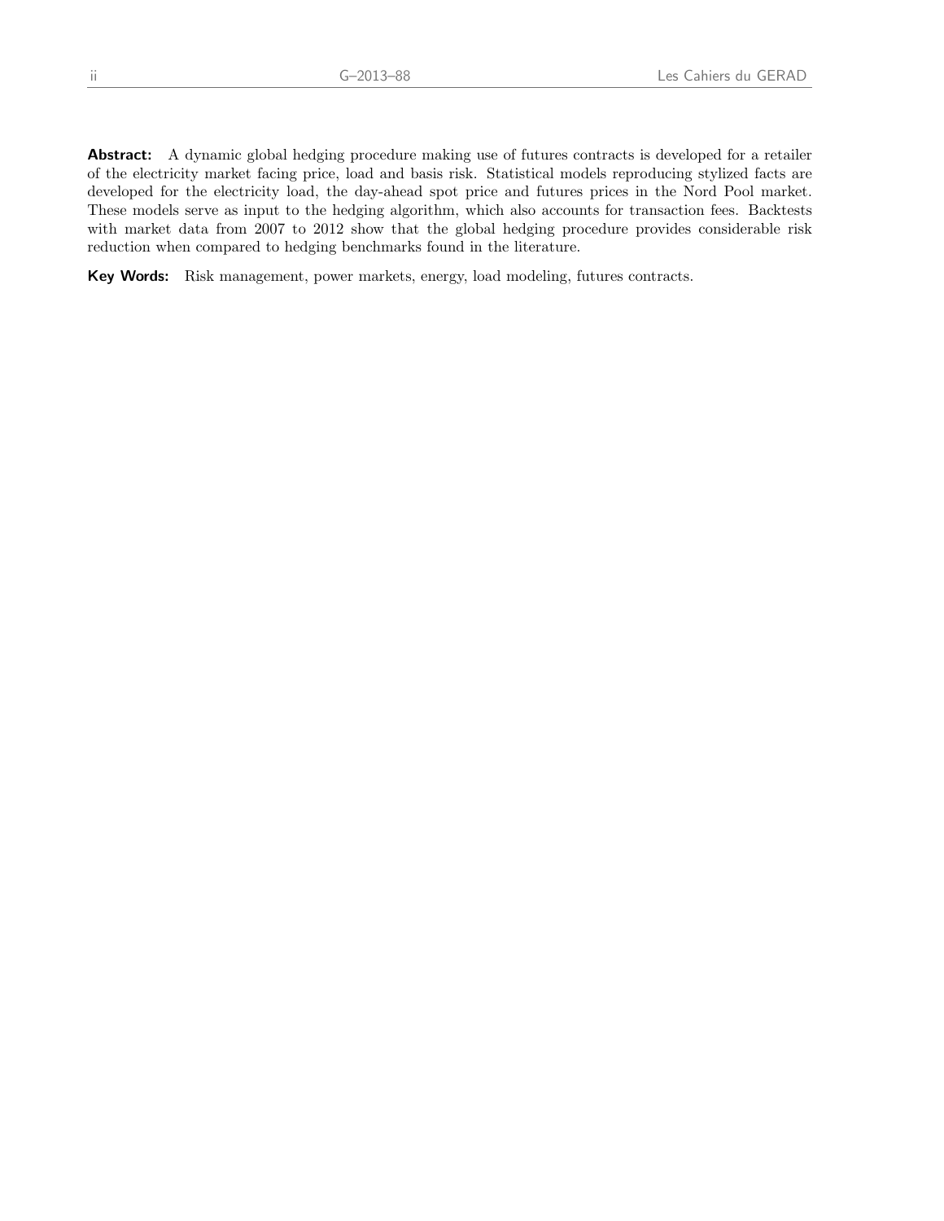**Abstract:** A dynamic global hedging procedure making use of futures contracts is developed for a retailer of the electricity market facing price, load and basis risk. Statistical models reproducing stylized facts are developed for the electricity load, the day-ahead spot price and futures prices in the Nord Pool market. These models serve as input to the hedging algorithm, which also accounts for transaction fees. Backtests with market data from 2007 to 2012 show that the global hedging procedure provides considerable risk reduction when compared to hedging benchmarks found in the literature.

**Key Words:** Risk management, power markets, energy, load modeling, futures contracts.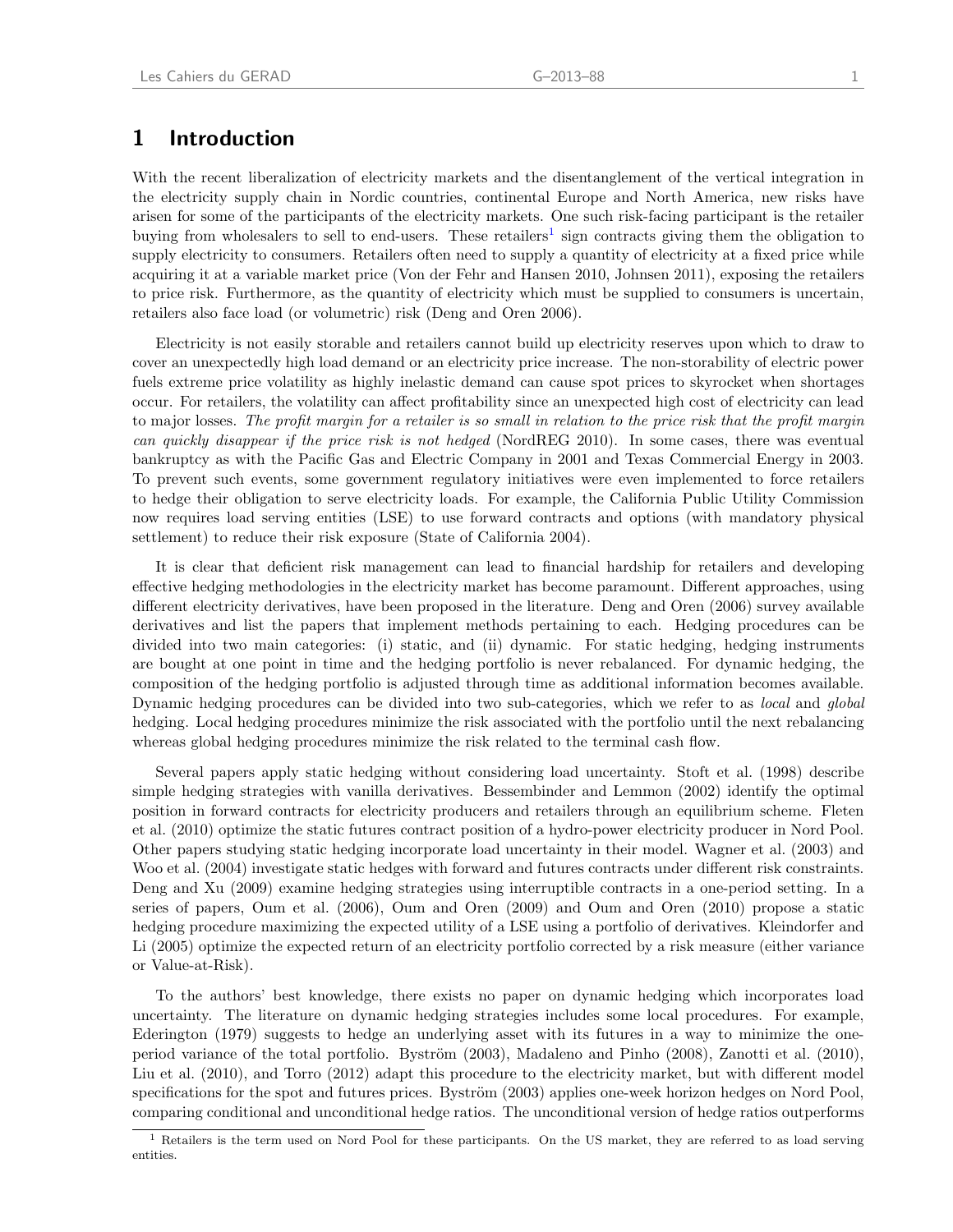# 1 Introduction

With the recent liberalization of electricity markets and the disentanglement of the vertical integration in the electricity supply chain in Nordic countries, continental Europe and North America, new risks have arisen for some of the participants of the electricity markets. One such risk-facing participant is the retailer buying from wholesalers to sell to end-users. These retailers[1] sign contracts giving them the obligation to supply electricity to consumers. Retailers often need to supply a quantity of electricity at a fixed price while acquiring it at a variable market price (Von der Fehr and Hansen 2010, Johnsen 2011), exposing the retailers to price risk. Furthermore, as the quantity of electricity which must be supplied to consumers is uncertain, retailers also face load (or volumetric) risk (Deng and Oren 2006).

Electricity is not easily storable and retailers cannot build up electricity reserves upon which to draw to cover an unexpectedly high load demand or an electricity price increase. The non-storability of electric power fuels extreme price volatility as highly inelastic demand can cause spot prices to skyrocket when shortages occur. For retailers, the volatility can affect profitability since an unexpected high cost of electricity can lead to major losses. *The profit margin for a retailer is so small in relation to the price risk that the profit margin can quickly disappear if the price risk is not hedged* (NordREG 2010). In some cases, there was eventual bankruptcy as with the Pacific Gas and Electric Company in 2001 and Texas Commercial Energy in 2003. To prevent such events, some government regulatory initiatives were even implemented to force retailers to hedge their obligation to serve electricity loads. For example, the California Public Utility Commission now requires load serving entities (LSE) to use forward contracts and options (with mandatory physical settlement) to reduce their risk exposure (State of California 2004).

It is clear that deficient risk management can lead to financial hardship for retailers and developing effective hedging methodologies in the electricity market has become paramount. Different approaches, using different electricity derivatives, have been proposed in the literature. Deng and Oren (2006) survey available derivatives and list the papers that implement methods pertaining to each. Hedging procedures can be divided into two main categories: (i) static, and (ii) dynamic. For static hedging, hedging instruments are bought at one point in time and the hedging portfolio is never rebalanced. For dynamic hedging, the composition of the hedging portfolio is adjusted through time as additional information becomes available. Dynamic hedging procedures can be divided into two sub-categories, which we refer to as *local* and *global* hedging. Local hedging procedures minimize the risk associated with the portfolio until the next rebalancing whereas global hedging procedures minimize the risk related to the terminal cash flow.

Several papers apply static hedging without considering load uncertainty. Stoft et al. (1998) describe simple hedging strategies with vanilla derivatives. Bessembinder and Lemmon (2002) identify the optimal position in forward contracts for electricity producers and retailers through an equilibrium scheme. Fleten et al. (2010) optimize the static futures contract position of a hydro-power electricity producer in Nord Pool. Other papers studying static hedging incorporate load uncertainty in their model. Wagner et al. (2003) and Woo et al. (2004) investigate static hedges with forward and futures contracts under different risk constraints. Deng and Xu (2009) examine hedging strategies using interruptible contracts in a one-period setting. In a series of papers, Oum et al. (2006), Oum and Oren (2009) and Oum and Oren (2010) propose a static hedging procedure maximizing the expected utility of a LSE using a portfolio of derivatives. Kleindorfer and Li (2005) optimize the expected return of an electricity portfolio corrected by a risk measure (either variance or Value-at-Risk).

To the authors' best knowledge, there exists no paper on dynamic hedging which incorporates load uncertainty. The literature on dynamic hedging strategies includes some local procedures. For example, Ederington (1979) suggests to hedge an underlying asset with its futures in a way to minimize the one-period variance of the total portfolio. Byström (2003), Madaleno and Pinho (2008), Zanotti et al. (2010), Liu et al. (2010), and Torro (2012) adapt this procedure to the electricity market, but with different model specifications for the spot and futures prices. Byström (2003) applies one-week horizon hedges on Nord Pool, comparing conditional and unconditional hedge ratios. The unconditional version of hedge ratios outperforms

[1] Retailers is the term used on Nord Pool for these participants. On the US market, they are referred to as load serving entities.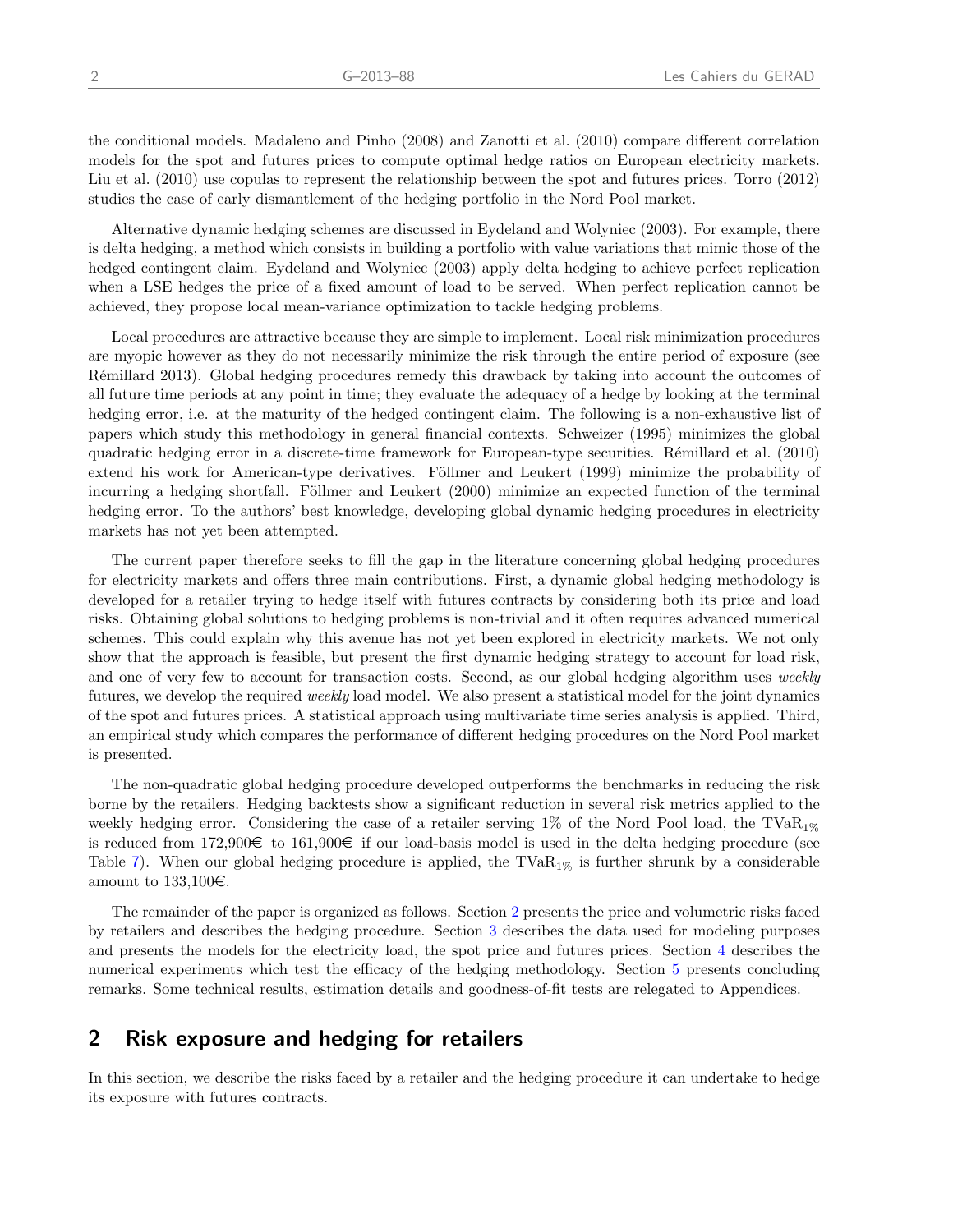the conditional models. Madaleno and Pinho (2008) and Zanotti et al. (2010) compare different correlation models for the spot and futures prices to compute optimal hedge ratios on European electricity markets. Liu et al. (2010) use copulas to represent the relationship between the spot and futures prices. Torro (2012) studies the case of early dismantlement of the hedging portfolio in the Nord Pool market.

Alternative dynamic hedging schemes are discussed in Eydeland and Wolyniec (2003). For example, there is delta hedging, a method which consists in building a portfolio with value variations that mimic those of the hedged contingent claim. Eydeland and Wolyniec (2003) apply delta hedging to achieve perfect replication when a LSE hedges the price of a fixed amount of load to be served. When perfect replication cannot be achieved, they propose local mean-variance optimization to tackle hedging problems.

Local procedures are attractive because they are simple to implement. Local risk minimization procedures are myopic however as they do not necessarily minimize the risk through the entire period of exposure (see Rémillard 2013). Global hedging procedures remedy this drawback by taking into account the outcomes of all future time periods at any point in time; they evaluate the adequacy of a hedge by looking at the terminal hedging error, i.e. at the maturity of the hedged contingent claim. The following is a non-exhaustive list of papers which study this methodology in general financial contexts. Schweizer (1995) minimizes the global quadratic hedging error in a discrete-time framework for European-type securities. Rémillard et al. (2010) extend his work for American-type derivatives. Föllmer and Leukert (1999) minimize the probability of incurring a hedging shortfall. Föllmer and Leukert (2000) minimize an expected function of the terminal hedging error. To the authors' best knowledge, developing global dynamic hedging procedures in electricity markets has not yet been attempted.

The current paper therefore seeks to fill the gap in the literature concerning global hedging procedures for electricity markets and offers three main contributions. First, a dynamic global hedging methodology is developed for a retailer trying to hedge itself with futures contracts by considering both its price and load risks. Obtaining global solutions to hedging problems is non-trivial and it often requires advanced numerical schemes. This could explain why this avenue has not yet been explored in electricity markets. We not only show that the approach is feasible, but present the first dynamic hedging strategy to account for load risk, and one of very few to account for transaction costs. Second, as our global hedging algorithm uses *weekly* futures, we develop the required *weekly* load model. We also present a statistical model for the joint dynamics of the spot and futures prices. A statistical approach using multivariate time series analysis is applied. Third, an empirical study which compares the performance of different hedging procedures on the Nord Pool market is presented.

The non-quadratic global hedging procedure developed outperforms the benchmarks in reducing the risk borne by the retailers. Hedging backtests show a significant reduction in several risk metrics applied to the weekly hedging error. Considering the case of a retailer serving 1% of the Nord Pool load, the $\text{TVaR}_{1\%}$ is reduced from 172,900€ to 161,900€ if our load-basis model is used in the delta hedging procedure (see Table 7). When our global hedging procedure is applied, the $\text{TVaR}_{1\%}$ is further shrunk by a considerable amount to 133,100€.

The remainder of the paper is organized as follows. Section 2 presents the price and volumetric risks faced by retailers and describes the hedging procedure. Section 3 describes the data used for modeling purposes and presents the models for the electricity load, the spot price and futures prices. Section 4 describes the numerical experiments which test the efficacy of the hedging methodology. Section 5 presents concluding remarks. Some technical results, estimation details and goodness-of-fit tests are relegated to Appendices.

## 2 Risk exposure and hedging for retailers

In this section, we describe the risks faced by a retailer and the hedging procedure it can undertake to hedge its exposure with futures contracts.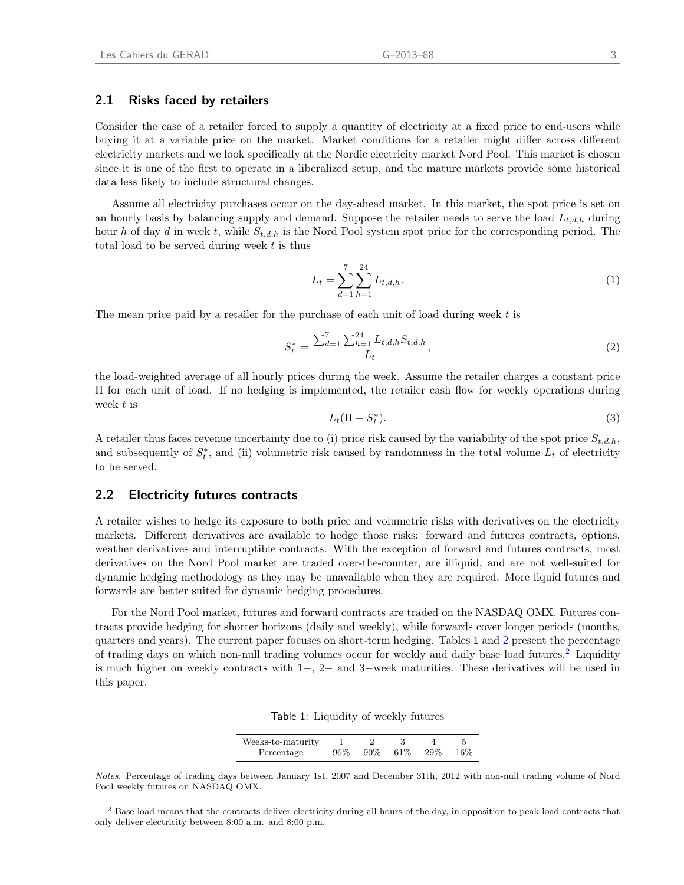### 2.1 Risks faced by retailers

Consider the case of a retailer forced to supply a quantity of electricity at a fixed price to end-users while buying it at a variable price on the market. Market conditions for a retailer might differ across different electricity markets and we look specifically at the Nordic electricity market Nord Pool. This market is chosen since it is one of the first to operate in a liberalized setup, and the mature markets provide some historical data less likely to include structural changes.

Assume all electricity purchases occur on the day-ahead market. In this market, the spot price is set on an hourly basis by balancing supply and demand. Suppose the retailer needs to serve the load $L_{t,d,h}$ during hour $h$ of day $d$ in week $t$, while $S_{t,d,h}$ is the Nord Pool system spot price for the corresponding period. The total load to be served during week $t$ is thus

$$L_t = \sum_{d=1}^{7} \sum_{h=1}^{24} L_{t,d,h}. \tag{1}$$

The mean price paid by a retailer for the purchase of each unit of load during week $t$ is

$$S_t^* = \frac{\sum_{d=1}^{7} \sum_{h=1}^{24} L_{t,d,h} S_{t,d,h}}{L_t}, \tag{2}$$

the load-weighted average of all hourly prices during the week. Assume the retailer charges a constant price $\Pi$ for each unit of load. If no hedging is implemented, the retailer cash flow for weekly operations during week $t$ is

$$L_t(\Pi - S_t^*). \tag{3}$$

A retailer thus faces revenue uncertainty due to (i) price risk caused by the variability of the spot price $S_{t,d,h}$, and subsequently of $S_t^*$, and (ii) volumetric risk caused by randomness in the total volume $L_t$ of electricity to be served.

### 2.2 Electricity futures contracts

A retailer wishes to hedge its exposure to both price and volumetric risks with derivatives on the electricity markets. Different derivatives are available to hedge those risks: forward and futures contracts, options, weather derivatives and interruptible contracts. With the exception of forward and futures contracts, most derivatives on the Nord Pool market are traded over-the-counter, are illiquid, and are not well-suited for dynamic hedging methodology as they may be unavailable when they are required. More liquid futures and forwards are better suited for dynamic hedging procedures.

For the Nord Pool market, futures and forward contracts are traded on the NASDAQ OMX. Futures contracts provide hedging for shorter horizons (daily and weekly), while forwards cover longer periods (months, quarters and years). The current paper focuses on short-term hedging. Tables 1 and 2 present the percentage of trading days on which non-null trading volumes occur for weekly and daily base load futures.[2] Liquidity is much higher on weekly contracts with 1−, 2− and 3−week maturities. These derivatives will be used in this paper.

Table 1: Liquidity of weekly futures

| Weeks-to-maturity | 1 | 2 | 3 | 4 | 5 |
|---|---|---|---|---|---|
| Percentage | 96% | 90% | 61% | 29% | 16% |

*Notes.* Percentage of trading days between January 1st, 2007 and December 31th, 2012 with non-null trading volume of Nord Pool weekly futures on NASDAQ OMX.

[2] Base load means that the contracts deliver electricity during all hours of the day, in opposition to peak load contracts that only deliver electricity between 8:00 a.m. and 8:00 p.m.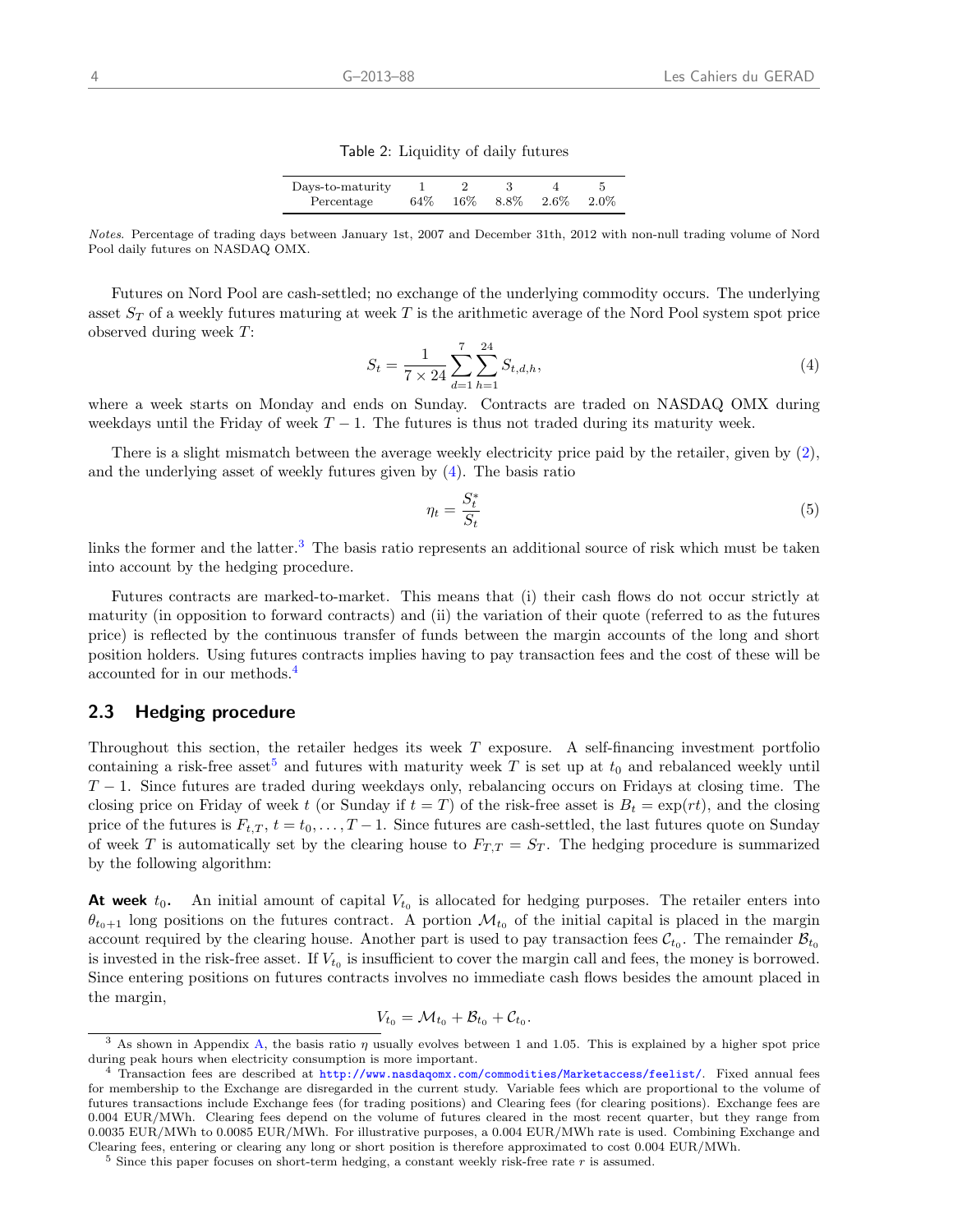Table 2: Liquidity of daily futures

| Days-to-maturity | 1 | 2 | 3 | 4 | 5 |
|---|---|---|---|---|---|
| Percentage | 64% | 16% | 8.8% | 2.6% | 2.0% |

*Notes.* Percentage of trading days between January 1st, 2007 and December 31th, 2012 with non-null trading volume of Nord Pool daily futures on NASDAQ OMX.

Futures on Nord Pool are cash-settled; no exchange of the underlying commodity occurs. The underlying asset $S_T$ of a weekly futures maturing at week $T$ is the arithmetic average of the Nord Pool system spot price observed during week $T$:

$$S_t = \frac{1}{7 \times 24} \sum_{d=1}^{7} \sum_{h=1}^{24} S_{t,d,h}, \tag{4}$$

where a week starts on Monday and ends on Sunday. Contracts are traded on NASDAQ OMX during weekdays until the Friday of week $T-1$. The futures is thus not traded during its maturity week.

There is a slight mismatch between the average weekly electricity price paid by the retailer, given by (2), and the underlying asset of weekly futures given by (4). The basis ratio

$$\eta_t = \frac{S_t^*}{S_t} \tag{5}$$

links the former and the latter.[3] The basis ratio represents an additional source of risk which must be taken into account by the hedging procedure.

Futures contracts are marked-to-market. This means that (i) their cash flows do not occur strictly at maturity (in opposition to forward contracts) and (ii) the variation of their quote (referred to as the futures price) is reflected by the continuous transfer of funds between the margin accounts of the long and short position holders. Using futures contracts implies having to pay transaction fees and the cost of these will be accounted for in our methods.[4]

## 2.3 Hedging procedure

Throughout this section, the retailer hedges its week $T$ exposure. A self-financing investment portfolio containing a risk-free asset[5] and futures with maturity week $T$ is set up at $t_0$ and rebalanced weekly until $T-1$. Since futures are traded during weekdays only, rebalancing occurs on Fridays at closing time. The closing price on Friday of week $t$ (or Sunday if $t = T$) of the risk-free asset is $B_t = \exp(rt)$, and the closing price of the futures is $F_{t,T}$, $t = t_0, \ldots, T-1$. Since futures are cash-settled, the last futures quote on Sunday of week $T$ is automatically set by the clearing house to $F_{T,T} = S_T$. The hedging procedure is summarized by the following algorithm:

**At week $t_0$.** An initial amount of capital $V_{t_0}$ is allocated for hedging purposes. The retailer enters into $\theta_{t_0+1}$ long positions on the futures contract. A portion $\mathcal{M}_{t_0}$ of the initial capital is placed in the margin account required by the clearing house. Another part is used to pay transaction fees $\mathcal{C}_{t_0}$. The remainder $\mathcal{B}_{t_0}$ is invested in the risk-free asset. If $V_{t_0}$ is insufficient to cover the margin call and fees, the money is borrowed. Since entering positions on futures contracts involves no immediate cash flows besides the amount placed in the margin,

$$V_{t_0} = \mathcal{M}_{t_0} + \mathcal{B}_{t_0} + \mathcal{C}_{t_0}.$$

[3] As shown in Appendix A, the basis ratio $\eta$ usually evolves between 1 and 1.05. This is explained by a higher spot price during peak hours when electricity consumption is more important.

[4] Transaction fees are described at http://www.nasdaqomx.com/commodities/Marketaccess/feelist/. Fixed annual fees for membership to the Exchange are disregarded in the current study. Variable fees which are proportional to the volume of futures transactions include Exchange fees (for trading positions) and Clearing fees (for clearing positions). Exchange fees are 0.004 EUR/MWh. Clearing fees depend on the volume of futures cleared in the most recent quarter, but they range from 0.0035 EUR/MWh to 0.0085 EUR/MWh. For illustrative purposes, a 0.004 EUR/MWh rate is used. Combining Exchange and Clearing fees, entering or clearing any long or short position is therefore approximated to cost 0.004 EUR/MWh.

[5] Since this paper focuses on short-term hedging, a constant weekly risk-free rate $r$ is assumed.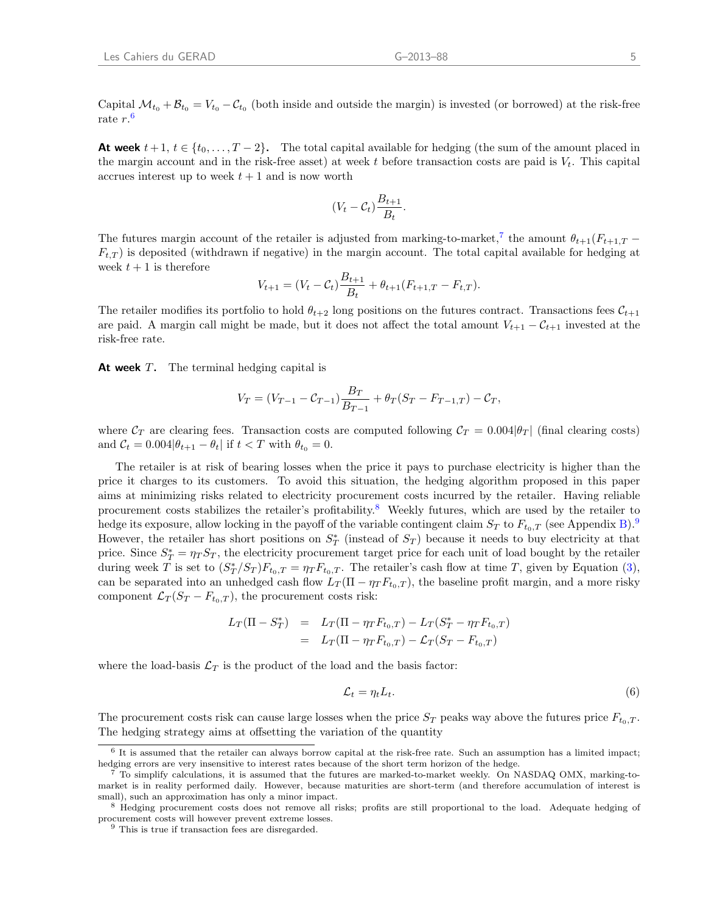Capital $\mathcal{M}_{t_0} + \mathcal{B}_{t_0} = V_{t_0} - \mathcal{C}_{t_0}$ (both inside and outside the margin) is invested (or borrowed) at the risk-free rate $r$.[6]

**At week** $t+1$, $t \in \{t_0, \ldots, T-2\}$**.** The total capital available for hedging (the sum of the amount placed in the margin account and in the risk-free asset) at week $t$ before transaction costs are paid is $V_t$. This capital accrues interest up to week $t+1$ and is now worth

$$(V_t - \mathcal{C}_t)\frac{B_{t+1}}{B_t}.$$

The futures margin account of the retailer is adjusted from marking-to-market,[7] the amount $\theta_{t+1}(F_{t+1,T} - F_{t,T})$ is deposited (withdrawn if negative) in the margin account. The total capital available for hedging at week $t+1$ is therefore

$$V_{t+1} = (V_t - \mathcal{C}_t)\frac{B_{t+1}}{B_t} + \theta_{t+1}(F_{t+1,T} - F_{t,T}).$$

The retailer modifies its portfolio to hold $\theta_{t+2}$ long positions on the futures contract. Transactions fees $\mathcal{C}_{t+1}$ are paid. A margin call might be made, but it does not affect the total amount $V_{t+1} - \mathcal{C}_{t+1}$ invested at the risk-free rate.

**At week** $T$**.** The terminal hedging capital is

$$V_T = (V_{T-1} - \mathcal{C}_{T-1})\frac{B_T}{B_{T-1}} + \theta_T(S_T - F_{T-1,T}) - \mathcal{C}_T,$$

where $\mathcal{C}_T$ are clearing fees. Transaction costs are computed following $\mathcal{C}_T = 0.004|\theta_T|$ (final clearing costs) and $\mathcal{C}_t = 0.004|\theta_{t+1} - \theta_t|$ if $t < T$ with $\theta_{t_0} = 0$.

The retailer is at risk of bearing losses when the price it pays to purchase electricity is higher than the price it charges to its customers. To avoid this situation, the hedging algorithm proposed in this paper aims at minimizing risks related to electricity procurement costs incurred by the retailer. Having reliable procurement costs stabilizes the retailer's profitability.[8] Weekly futures, which are used by the retailer to hedge its exposure, allow locking in the payoff of the variable contingent claim $S_T$ to $F_{t_0,T}$ (see Appendix B).[9] However, the retailer has short positions on $S_T^*$ (instead of $S_T$) because it needs to buy electricity at that price. Since $S_T^* = \eta_T S_T$, the electricity procurement target price for each unit of load bought by the retailer during week $T$ is set to $(S_T^*/S_T)F_{t_0,T} = \eta_T F_{t_0,T}$. The retailer's cash flow at time $T$, given by Equation (3), can be separated into an unhedged cash flow $L_T(\Pi - \eta_T F_{t_0,T})$, the baseline profit margin, and a more risky component $\mathcal{L}_T(S_T - F_{t_0,T})$, the procurement costs risk:

$$\begin{aligned} L_T(\Pi - S_T^*) &= L_T(\Pi - \eta_T F_{t_0,T}) - L_T(S_T^* - \eta_T F_{t_0,T}) \\ &= L_T(\Pi - \eta_T F_{t_0,T}) - \mathcal{L}_T(S_T - F_{t_0,T}) \end{aligned}$$

where the load-basis $\mathcal{L}_T$ is the product of the load and the basis factor:

$$\mathcal{L}_t = \eta_t L_t. \tag{6}$$

The procurement costs risk can cause large losses when the price $S_T$ peaks way above the futures price $F_{t_0,T}$. The hedging strategy aims at offsetting the variation of the quantity

[6] It is assumed that the retailer can always borrow capital at the risk-free rate. Such an assumption has a limited impact; hedging errors are very insensitive to interest rates because of the short term horizon of the hedge.

[7] To simplify calculations, it is assumed that the futures are marked-to-market weekly. On NASDAQ OMX, marking-to-market is in reality performed daily. However, because maturities are short-term (and therefore accumulation of interest is small), such an approximation has only a minor impact.

[8] Hedging procurement costs does not remove all risks; profits are still proportional to the load. Adequate hedging of procurement costs will however prevent extreme losses.

[9] This is true if transaction fees are disregarded.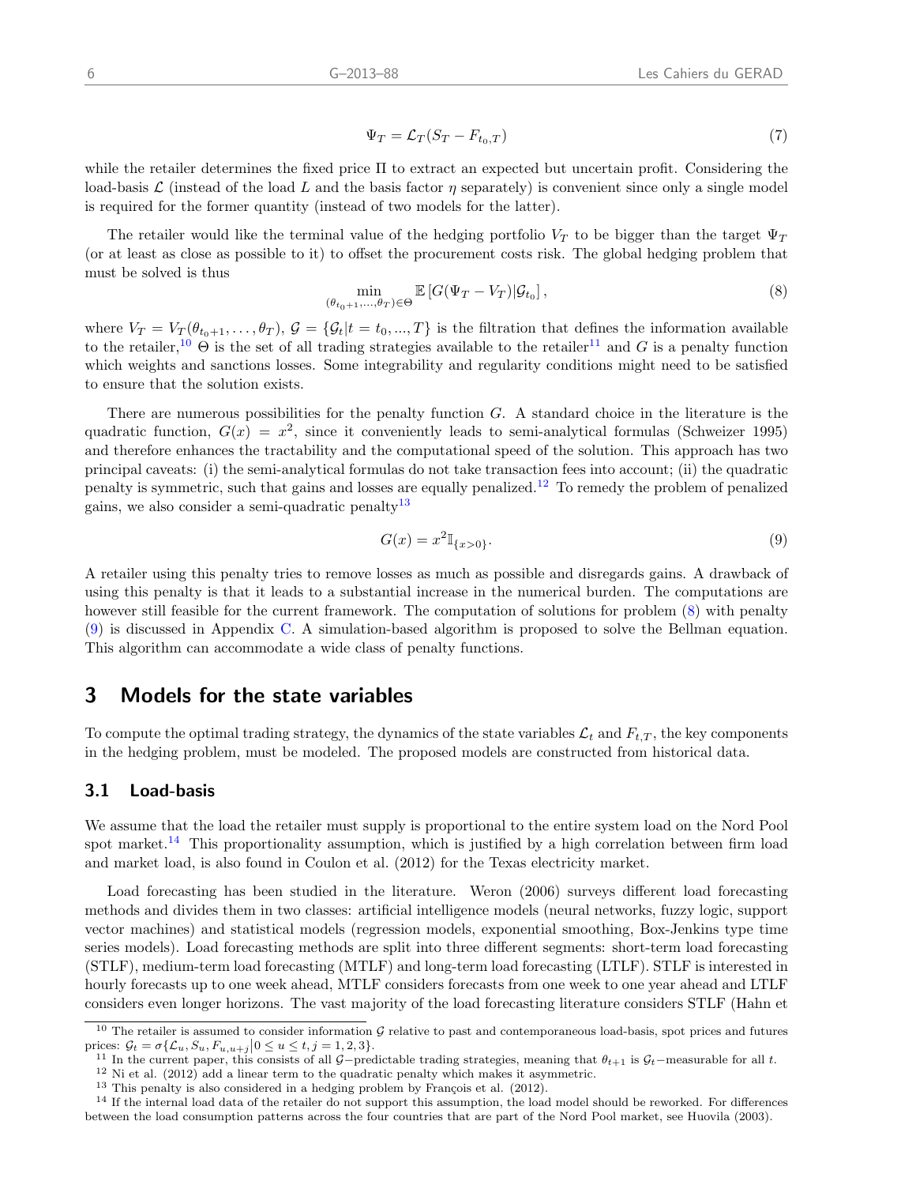$$\Psi_T = \mathcal{L}_T(S_T - F_{t_0,T}) \tag{7}$$

while the retailer determines the fixed price $\Pi$ to extract an expected but uncertain profit. Considering the load-basis $\mathcal{L}$ (instead of the load $L$ and the basis factor $\eta$ separately) is convenient since only a single model is required for the former quantity (instead of two models for the latter).

The retailer would like the terminal value of the hedging portfolio $V_T$ to be bigger than the target $\Psi_T$ (or at least as close as possible to it) to offset the procurement costs risk. The global hedging problem that must be solved is thus

$$\min_{(\theta_{t_0+1},\ldots,\theta_T)\in\Theta} \mathbb{E}\left[G(\Psi_T - V_T)|\mathcal{G}_{t_0}\right], \tag{8}$$

where $V_T = V_T(\theta_{t_0+1},\ldots,\theta_T)$, $\mathcal{G} = \{\mathcal{G}_t | t = t_0, ..., T\}$ is the filtration that defines the information available to the retailer,[10] $\Theta$ is the set of all trading strategies available to the retailer[11] and $G$ is a penalty function which weights and sanctions losses. Some integrability and regularity conditions might need to be satisfied to ensure that the solution exists.

There are numerous possibilities for the penalty function $G$. A standard choice in the literature is the quadratic function, $G(x) = x^2$, since it conveniently leads to semi-analytical formulas (Schweizer 1995) and therefore enhances the tractability and the computational speed of the solution. This approach has two principal caveats: (i) the semi-analytical formulas do not take transaction fees into account; (ii) the quadratic penalty is symmetric, such that gains and losses are equally penalized.[12] To remedy the problem of penalized gains, we also consider a semi-quadratic penalty[13]

$$G(x) = x^2 \mathbb{I}_{\{x>0\}}. \tag{9}$$

A retailer using this penalty tries to remove losses as much as possible and disregards gains. A drawback of using this penalty is that it leads to a substantial increase in the numerical burden. The computations are however still feasible for the current framework. The computation of solutions for problem (8) with penalty (9) is discussed in Appendix C. A simulation-based algorithm is proposed to solve the Bellman equation. This algorithm can accommodate a wide class of penalty functions.

## 3 Models for the state variables

To compute the optimal trading strategy, the dynamics of the state variables $\mathcal{L}_t$ and $F_{t,T}$, the key components in the hedging problem, must be modeled. The proposed models are constructed from historical data.

### 3.1 Load-basis

We assume that the load the retailer must supply is proportional to the entire system load on the Nord Pool spot market.[14] This proportionality assumption, which is justified by a high correlation between firm load and market load, is also found in Coulon et al. (2012) for the Texas electricity market.

Load forecasting has been studied in the literature. Weron (2006) surveys different load forecasting methods and divides them in two classes: artificial intelligence models (neural networks, fuzzy logic, support vector machines) and statistical models (regression models, exponential smoothing, Box-Jenkins type time series models). Load forecasting methods are split into three different segments: short-term load forecasting (STLF), medium-term load forecasting (MTLF) and long-term load forecasting (LTLF). STLF is interested in hourly forecasts up to one week ahead, MTLF considers forecasts from one week to one year ahead and LTLF considers even longer horizons. The vast majority of the load forecasting literature considers STLF (Hahn et

---

[10] The retailer is assumed to consider information $\mathcal{G}$ relative to past and contemporaneous load-basis, spot prices and futures prices: $\mathcal{G}_t = \sigma\{\mathcal{L}_u, S_u, F_{u,u+j} | 0 \le u \le t, j = 1,2,3\}$.

[11] In the current paper, this consists of all $\mathcal{G}-$predictable trading strategies, meaning that $\theta_{t+1}$ is $\mathcal{G}_t-$measurable for all $t$.

[12] Ni et al. (2012) add a linear term to the quadratic penalty which makes it asymmetric.

[13] This penalty is also considered in a hedging problem by François et al. (2012).

[14] If the internal load data of the retailer do not support this assumption, the load model should be reworked. For differences between the load consumption patterns across the four countries that are part of the Nord Pool market, see Huovila (2003).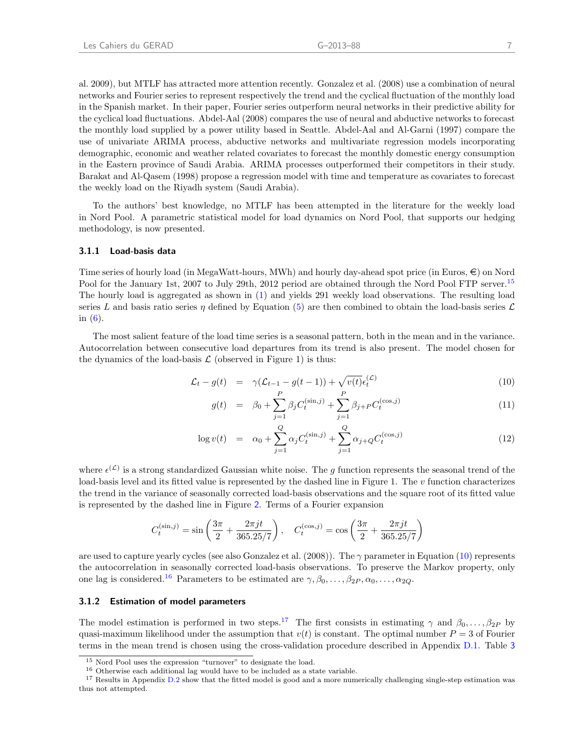al. 2009), but MTLF has attracted more attention recently. Gonzalez et al. (2008) use a combination of neural networks and Fourier series to represent respectively the trend and the cyclical fluctuation of the monthly load in the Spanish market. In their paper, Fourier series outperform neural networks in their predictive ability for the cyclical load fluctuations. Abdel-Aal (2008) compares the use of neural and abductive networks to forecast the monthly load supplied by a power utility based in Seattle. Abdel-Aal and Al-Garni (1997) compare the use of univariate ARIMA process, abductive networks and multivariate regression models incorporating demographic, economic and weather related covariates to forecast the monthly domestic energy consumption in the Eastern province of Saudi Arabia. ARIMA processes outperformed their competitors in their study. Barakat and Al-Qasem (1998) propose a regression model with time and temperature as covariates to forecast the weekly load on the Riyadh system (Saudi Arabia).

To the authors' best knowledge, no MTLF has been attempted in the literature for the weekly load in Nord Pool. A parametric statistical model for load dynamics on Nord Pool, that supports our hedging methodology, is now presented.

### 3.1.1 Load-basis data

Time series of hourly load (in MegaWatt-hours, MWh) and hourly day-ahead spot price (in Euros, €) on Nord Pool for the January 1st, 2007 to July 29th, 2012 period are obtained through the Nord Pool FTP server.[15] The hourly load is aggregated as shown in (1) and yields 291 weekly load observations. The resulting load series $L$ and basis ratio series $\eta$ defined by Equation (5) are then combined to obtain the load-basis series $\mathcal{L}$ in (6).

The most salient feature of the load time series is a seasonal pattern, both in the mean and in the variance. Autocorrelation between consecutive load departures from its trend is also present. The model chosen for the dynamics of the load-basis $\mathcal{L}$ (observed in Figure 1) is thus:

$$\mathcal{L}_t - g(t) = \gamma(\mathcal{L}_{t-1} - g(t-1)) + \sqrt{v(t)}\epsilon_t^{(\mathcal{L})} \tag{10}$$

$$g(t) = \beta_0 + \sum_{j=1}^{P} \beta_j C_t^{(\sin,j)} + \sum_{j=1}^{P} \beta_{j+P} C_t^{(\cos,j)} \tag{11}$$

$$\log v(t) = \alpha_0 + \sum_{j=1}^{Q} \alpha_j C_t^{(\sin,j)} + \sum_{j=1}^{Q} \alpha_{j+Q} C_t^{(\cos,j)} \tag{12}$$

where $\epsilon^{(\mathcal{L})}$ is a strong standardized Gaussian white noise. The $g$ function represents the seasonal trend of the load-basis level and its fitted value is represented by the dashed line in Figure 1. The $v$ function characterizes the trend in the variance of seasonally corrected load-basis observations and the square root of its fitted value is represented by the dashed line in Figure 2. Terms of a Fourier expansion

$$C_t^{(\sin,j)} = \sin\left(\frac{3\pi}{2} + \frac{2\pi jt}{365.25/7}\right), \quad C_t^{(\cos,j)} = \cos\left(\frac{3\pi}{2} + \frac{2\pi jt}{365.25/7}\right)$$

are used to capture yearly cycles (see also Gonzalez et al. (2008)). The $\gamma$ parameter in Equation (10) represents the autocorrelation in seasonally corrected load-basis observations. To preserve the Markov property, only one lag is considered.[16] Parameters to be estimated are $\gamma, \beta_0, \ldots, \beta_{2P}, \alpha_0, \ldots, \alpha_{2Q}$.

### 3.1.2 Estimation of model parameters

The model estimation is performed in two steps.[17] The first consists in estimating $\gamma$ and $\beta_0, \ldots, \beta_{2P}$ by quasi-maximum likelihood under the assumption that $v(t)$ is constant. The optimal number $P = 3$ of Fourier terms in the mean trend is chosen using the cross-validation procedure described in Appendix D.1. Table 3

[15] Nord Pool uses the expression "turnover" to designate the load.

[16] Otherwise each additional lag would have to be included as a state variable.

[17] Results in Appendix D.2 show that the fitted model is good and a more numerically challenging single-step estimation was thus not attempted.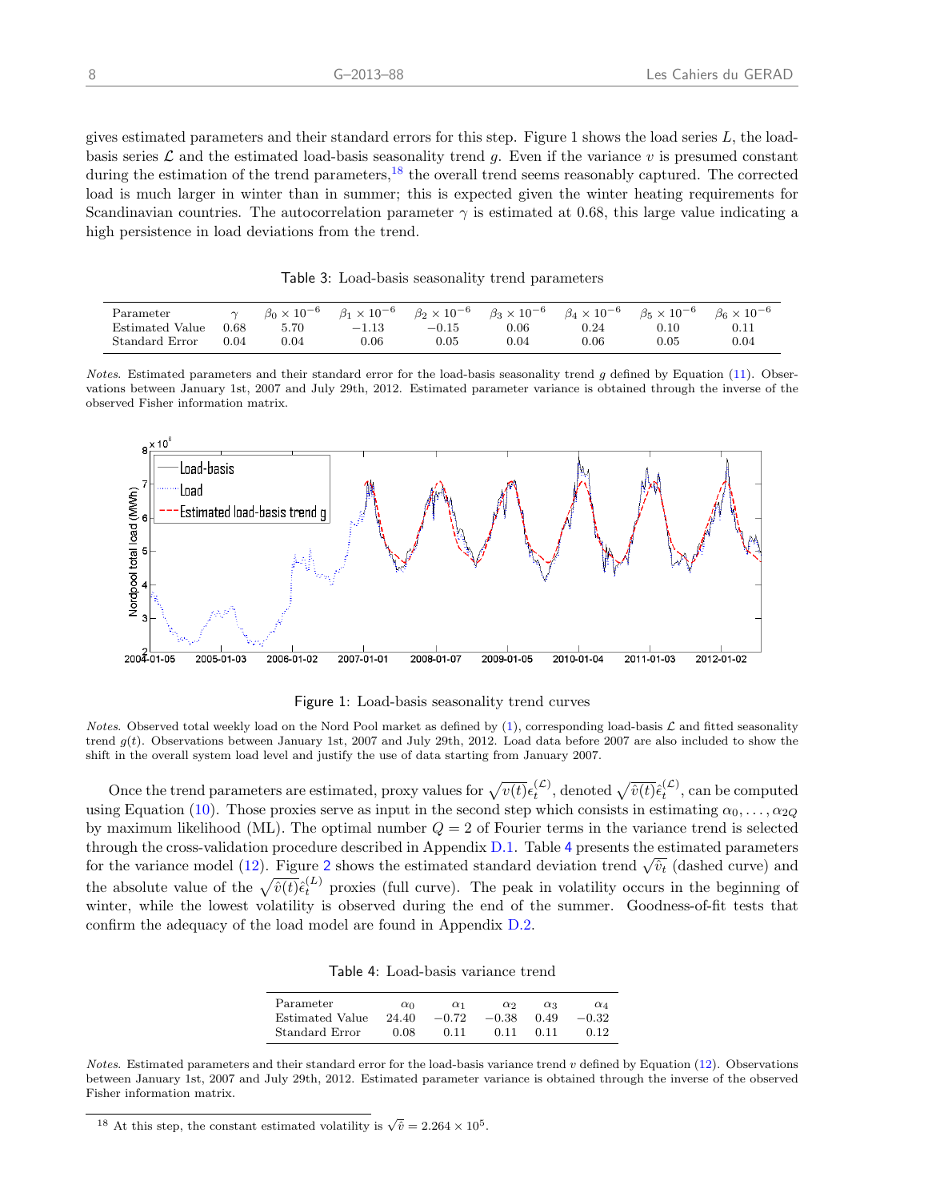gives estimated parameters and their standard errors for this step. Figure 1 shows the load series $L$, the load-basis series $\mathcal{L}$ and the estimated load-basis seasonality trend $g$. Even if the variance $v$ is presumed constant during the estimation of the trend parameters,[18] the overall trend seems reasonably captured. The corrected load is much larger in winter than in summer; this is expected given the winter heating requirements for Scandinavian countries. The autocorrelation parameter $\gamma$ is estimated at 0.68, this large value indicating a high persistence in load deviations from the trend.

Table 3: Load-basis seasonality trend parameters

| Parameter | $\gamma$ | $\beta_0 \times 10^{-6}$ | $\beta_1 \times 10^{-6}$ | $\beta_2 \times 10^{-6}$ | $\beta_3 \times 10^{-6}$ | $\beta_4 \times 10^{-6}$ | $\beta_5 \times 10^{-6}$ | $\beta_6 \times 10^{-6}$ |
|---|---|---|---|---|---|---|---|---|
| Estimated Value | 0.68 | 5.70 | $-1.13$ | $-0.15$ | 0.06 | 0.24 | 0.10 | 0.11 |
| Standard Error | 0.04 | 0.04 | 0.06 | 0.05 | 0.04 | 0.06 | 0.05 | 0.04 |

*Notes.* Estimated parameters and their standard error for the load-basis seasonality trend $g$ defined by Equation (11). Observations between January 1st, 2007 and July 29th, 2012. Estimated parameter variance is obtained through the inverse of the observed Fisher information matrix.

Figure 1: Load-basis seasonality trend curves

*Notes.* Observed total weekly load on the Nord Pool market as defined by (1), corresponding load-basis $\mathcal{L}$ and fitted seasonality trend $g(t)$. Observations between January 1st, 2007 and July 29th, 2012. Load data before 2007 are also included to show the shift in the overall system load level and justify the use of data starting from January 2007.

Once the trend parameters are estimated, proxy values for $\sqrt{v(t)}\epsilon_t^{(\mathcal{L})}$, denoted $\sqrt{\hat{v}(t)}\hat{\epsilon}_t^{(\mathcal{L})}$, can be computed using Equation (10). Those proxies serve as input in the second step which consists in estimating $\alpha_0, \ldots, \alpha_{2Q}$ by maximum likelihood (ML). The optimal number $Q = 2$ of Fourier terms in the variance trend is selected through the cross-validation procedure described in Appendix D.1. Table 4 presents the estimated parameters for the variance model (12). Figure 2 shows the estimated standard deviation trend $\sqrt{\hat{v}_t}$ (dashed curve) and the absolute value of the $\sqrt{\hat{v}(t)}\hat{\epsilon}_t^{(L)}$ proxies (full curve). The peak in volatility occurs in the beginning of winter, while the lowest volatility is observed during the end of the summer. Goodness-of-fit tests that confirm the adequacy of the load model are found in Appendix D.2.

Table 4: Load-basis variance trend

| Parameter | $\alpha_0$ | $\alpha_1$ | $\alpha_2$ | $\alpha_3$ | $\alpha_4$ |
|---|---|---|---|---|---|
| Estimated Value | 24.40 | $-0.72$ | $-0.38$ | 0.49 | $-0.32$ |
| Standard Error | 0.08 | 0.11 | 0.11 | 0.11 | 0.12 |

*Notes.* Estimated parameters and their standard error for the load-basis variance trend $v$ defined by Equation (12). Observations between January 1st, 2007 and July 29th, 2012. Estimated parameter variance is obtained through the inverse of the observed Fisher information matrix.

[18] At this step, the constant estimated volatility is $\sqrt{\hat{v}} = 2.264 \times 10^5$.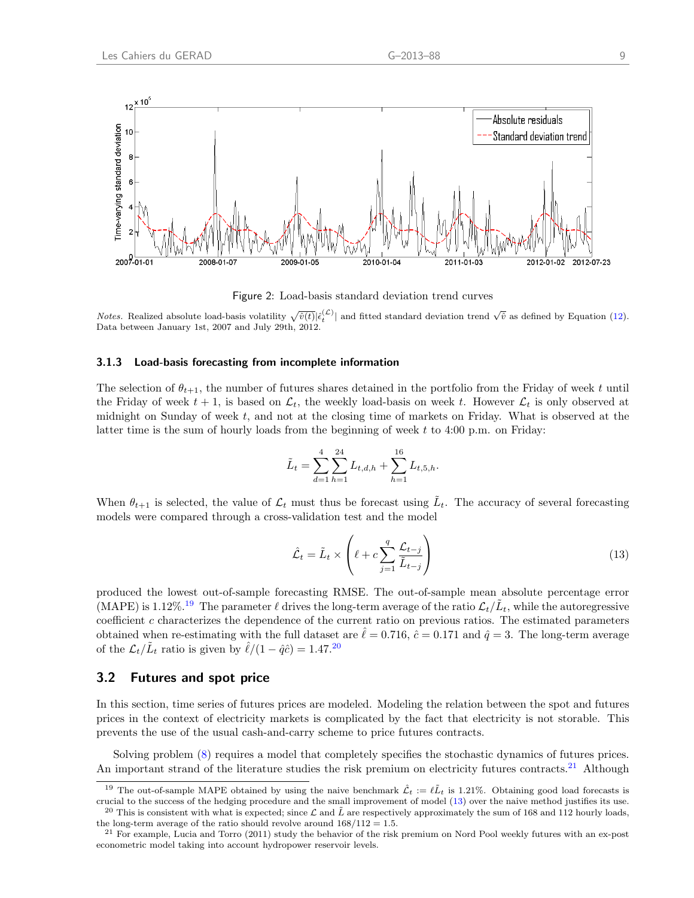Figure 2: Load-basis standard deviation trend curves

*Notes.* Realized absolute load-basis volatility $\sqrt{\bar{v}(t)}|\hat{\epsilon}_t^{(\mathcal{L})}|$ and fitted standard deviation trend $\sqrt{\bar{v}}$ as defined by Equation (12). Data between January 1st, 2007 and July 29th, 2012.

### 3.1.3 Load-basis forecasting from incomplete information

The selection of $\theta_{t+1}$, the number of futures shares detained in the portfolio from the Friday of week $t$ until the Friday of week $t+1$, is based on $\mathcal{L}_t$, the weekly load-basis on week $t$. However $\mathcal{L}_t$ is only observed at midnight on Sunday of week $t$, and not at the closing time of markets on Friday. What is observed at the latter time is the sum of hourly loads from the beginning of week $t$ to 4:00 p.m. on Friday:

$$\tilde{L}_t = \sum_{d=1}^{4} \sum_{h=1}^{24} L_{t,d,h} + \sum_{h=1}^{16} L_{t,5,h}.$$

When $\theta_{t+1}$ is selected, the value of $\mathcal{L}_t$ must thus be forecast using $\tilde{L}_t$. The accuracy of several forecasting models were compared through a cross-validation test and the model

$$\hat{\mathcal{L}}_t = \tilde{L}_t \times \left( \ell + c \sum_{j=1}^{q} \frac{\mathcal{L}_{t-j}}{\tilde{L}_{t-j}} \right) \tag{13}$$

produced the lowest out-of-sample forecasting RMSE. The out-of-sample mean absolute percentage error (MAPE) is 1.12%.[19] The parameter $\ell$ drives the long-term average of the ratio $\mathcal{L}_t/\tilde{L}_t$, while the autoregressive coefficient $c$ characterizes the dependence of the current ratio on previous ratios. The estimated parameters obtained when re-estimating with the full dataset are $\hat{\ell} = 0.716$, $\hat{c} = 0.171$ and $\hat{q} = 3$. The long-term average of the $\mathcal{L}_t/\tilde{L}_t$ ratio is given by $\hat{\ell}/(1 - \hat{q}\hat{c}) = 1.47$.[20]

## 3.2 Futures and spot price

In this section, time series of futures prices are modeled. Modeling the relation between the spot and futures prices in the context of electricity markets is complicated by the fact that electricity is not storable. This prevents the use of the usual cash-and-carry scheme to price futures contracts.

Solving problem (8) requires a model that completely specifies the stochastic dynamics of futures prices. An important strand of the literature studies the risk premium on electricity futures contracts.[21] Although

[19] The out-of-sample MAPE obtained by using the naive benchmark $\hat{\mathcal{L}}_t := \ell \tilde{L}_t$ is 1.21%. Obtaining good load forecasts is crucial to the success of the hedging procedure and the small improvement of model (13) over the naive method justifies its use.

[20] This is consistent with what is expected; since $\mathcal{L}$ and $\tilde{L}$ are respectively approximately the sum of 168 and 112 hourly loads, the long-term average of the ratio should revolve around $168/112 = 1.5$.

[21] For example, Lucia and Torro (2011) study the behavior of the risk premium on Nord Pool weekly futures with an ex-post econometric model taking into account hydropower reservoir levels.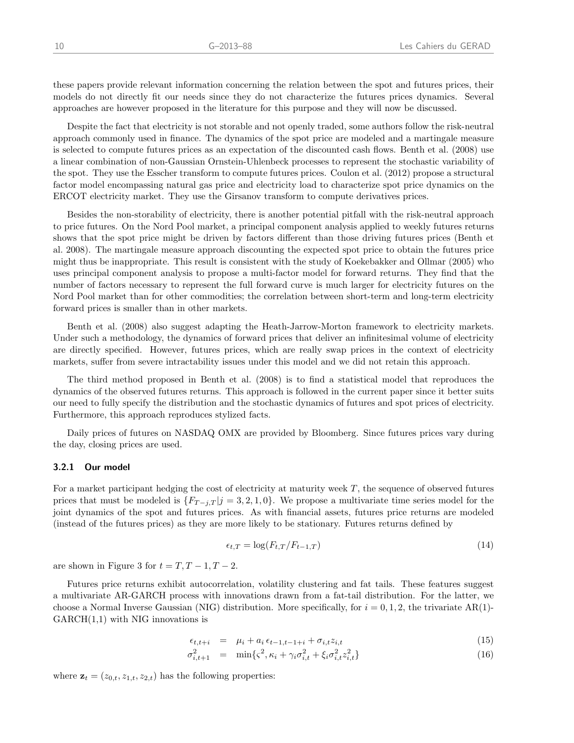these papers provide relevant information concerning the relation between the spot and futures prices, their models do not directly fit our needs since they do not characterize the futures prices dynamics. Several approaches are however proposed in the literature for this purpose and they will now be discussed.

Despite the fact that electricity is not storable and not openly traded, some authors follow the risk-neutral approach commonly used in finance. The dynamics of the spot price are modeled and a martingale measure is selected to compute futures prices as an expectation of the discounted cash flows. Benth et al. (2008) use a linear combination of non-Gaussian Ornstein-Uhlenbeck processes to represent the stochastic variability of the spot. They use the Esscher transform to compute futures prices. Coulon et al. (2012) propose a structural factor model encompassing natural gas price and electricity load to characterize spot price dynamics on the ERCOT electricity market. They use the Girsanov transform to compute derivatives prices.

Besides the non-storability of electricity, there is another potential pitfall with the risk-neutral approach to price futures. On the Nord Pool market, a principal component analysis applied to weekly futures returns shows that the spot price might be driven by factors different than those driving futures prices (Benth et al. 2008). The martingale measure approach discounting the expected spot price to obtain the futures price might thus be inappropriate. This result is consistent with the study of Koekebakker and Ollmar (2005) who uses principal component analysis to propose a multi-factor model for forward returns. They find that the number of factors necessary to represent the full forward curve is much larger for electricity futures on the Nord Pool market than for other commodities; the correlation between short-term and long-term electricity forward prices is smaller than in other markets.

Benth et al. (2008) also suggest adapting the Heath-Jarrow-Morton framework to electricity markets. Under such a methodology, the dynamics of forward prices that deliver an infinitesimal volume of electricity are directly specified. However, futures prices, which are really swap prices in the context of electricity markets, suffer from severe intractability issues under this model and we did not retain this approach.

The third method proposed in Benth et al. (2008) is to find a statistical model that reproduces the dynamics of the observed futures returns. This approach is followed in the current paper since it better suits our need to fully specify the distribution and the stochastic dynamics of futures and spot prices of electricity. Furthermore, this approach reproduces stylized facts.

Daily prices of futures on NASDAQ OMX are provided by Bloomberg. Since futures prices vary during the day, closing prices are used.

### 3.2.1 Our model

For a market participant hedging the cost of electricity at maturity week $T$, the sequence of observed futures prices that must be modeled is $\{F_{T-j,T} | j = 3, 2, 1, 0\}$. We propose a multivariate time series model for the joint dynamics of the spot and futures prices. As with financial assets, futures price returns are modeled (instead of the futures prices) as they are more likely to be stationary. Futures returns defined by

$$\epsilon_{t,T} = \log(F_{t,T}/F_{t-1,T}) \tag{14}$$

are shown in Figure 3 for $t = T, T-1, T-2$.

Futures price returns exhibit autocorrelation, volatility clustering and fat tails. These features suggest a multivariate AR-GARCH process with innovations drawn from a fat-tail distribution. For the latter, we choose a Normal Inverse Gaussian (NIG) distribution. More specifically, for $i = 0, 1, 2$, the trivariate AR(1)-GARCH(1,1) with NIG innovations is

$$\epsilon_{t,t+i} = \mu_i + a_i \, \epsilon_{t-1,t-1+i} + \sigma_{i,t} z_{i,t} \tag{15}$$

$$\sigma^2_{i,t+1} = \min\{\varsigma^2, \kappa_i + \gamma_i \sigma^2_{i,t} + \xi_i \sigma^2_{i,t} z^2_{i,t}\} \tag{16}$$

where $\mathbf{z}_t = (z_{0,t}, z_{1,t}, z_{2,t})$ has the following properties: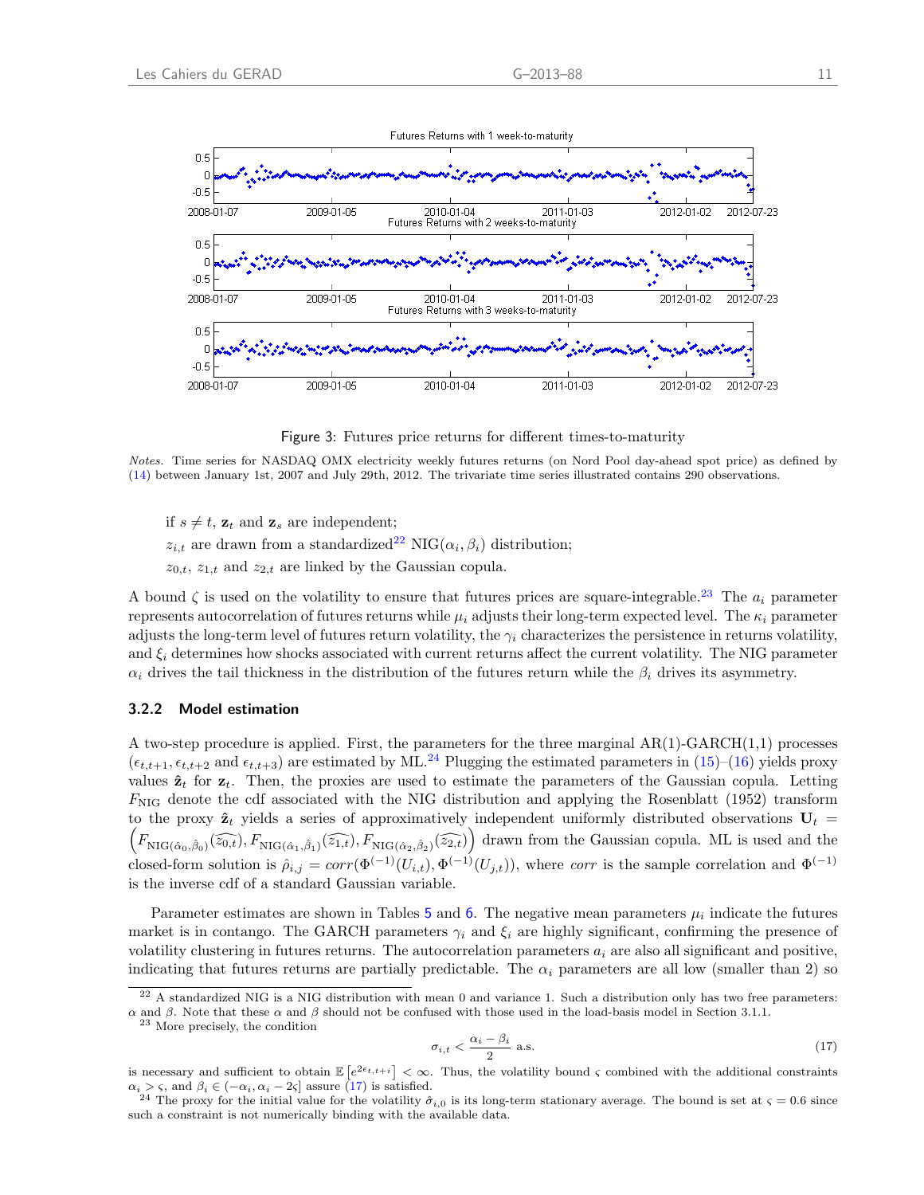Figure 3: Futures price returns for different times-to-maturity

*Notes.* Time series for NASDAQ OMX electricity weekly futures returns (on Nord Pool day-ahead spot price) as defined by (14) between January 1st, 2007 and July 29th, 2012. The trivariate time series illustrated contains 290 observations.

if $s \neq t$, $\mathbf{z}_t$ and $\mathbf{z}_s$ are independent;

$z_{i,t}$ are drawn from a standardized[22] $\text{NIG}(\alpha_i, \beta_i)$ distribution;

$z_{0,t}$, $z_{1,t}$ and $z_{2,t}$ are linked by the Gaussian copula.

A bound $\zeta$ is used on the volatility to ensure that futures prices are square-integrable.[23] The $a_i$ parameter represents autocorrelation of futures returns while $\mu_i$ adjusts their long-term expected level. The $\kappa_i$ parameter adjusts the long-term level of futures return volatility, the $\gamma_i$ characterizes the persistence in returns volatility, and $\xi_i$ determines how shocks associated with current returns affect the current volatility. The NIG parameter $\alpha_i$ drives the tail thickness in the distribution of the futures return while the $\beta_i$ drives its asymmetry.

### 3.2.2 Model estimation

A two-step procedure is applied. First, the parameters for the three marginal AR(1)-GARCH(1,1) processes ($\epsilon_{t,t+1}, \epsilon_{t,t+2}$ and $\epsilon_{t,t+3}$) are estimated by ML.[24] Plugging the estimated parameters in (15)–(16) yields proxy values $\hat{\mathbf{z}}_t$ for $\mathbf{z}_t$. Then, the proxies are used to estimate the parameters of the Gaussian copula. Letting $F_{\text{NIG}}$ denote the cdf associated with the NIG distribution and applying the Rosenblatt (1952) transform to the proxy $\hat{\mathbf{z}}_t$ yields a series of approximatively independent uniformly distributed observations $\mathbf{U}_t = \left(F_{\text{NIG}(\hat{\alpha}_0,\hat{\beta}_0)}(\widehat{z_{0,t}}), F_{\text{NIG}(\hat{\alpha}_1,\hat{\beta}_1)}(\widehat{z_{1,t}}), F_{\text{NIG}(\hat{\alpha}_2,\hat{\beta}_2)}(\widehat{z_{2,t}})\right)$ drawn from the Gaussian copula. ML is used and the closed-form solution is $\hat{\rho}_{i,j} = corr(\Phi^{(-1)}(U_{i,t}), \Phi^{(-1)}(U_{j,t}))$, where *corr* is the sample correlation and $\Phi^{(-1)}$ is the inverse cdf of a standard Gaussian variable.

Parameter estimates are shown in Tables 5 and 6. The negative mean parameters $\mu_i$ indicate the futures market is in contango. The GARCH parameters $\gamma_i$ and $\xi_i$ are highly significant, confirming the presence of volatility clustering in futures returns. The autocorrelation parameters $a_i$ are also all significant and positive, indicating that futures returns are partially predictable. The $\alpha_i$ parameters are all low (smaller than 2) so

---

[22] A standardized NIG is a NIG distribution with mean 0 and variance 1. Such a distribution only has two free parameters: $\alpha$ and $\beta$. Note that these $\alpha$ and $\beta$ should not be confused with those used in the load-basis model in Section 3.1.1.

[23] More precisely, the condition

$$\sigma_{i,t} < \frac{\alpha_i - \beta_i}{2} \text{ a.s.} \tag{17}$$

is necessary and sufficient to obtain $\mathbb{E}\left[e^{2\epsilon_{t,t+i}}\right] < \infty$. Thus, the volatility bound $\varsigma$ combined with the additional constraints $\alpha_i > \varsigma$, and $\beta_i \in (-\alpha_i, \alpha_i - 2\varsigma]$ assure (17) is satisfied.

[24] The proxy for the initial value for the volatility $\hat{\sigma}_{i,0}$ is its long-term stationary average. The bound is set at $\varsigma = 0.6$ since such a constraint is not numerically binding with the available data.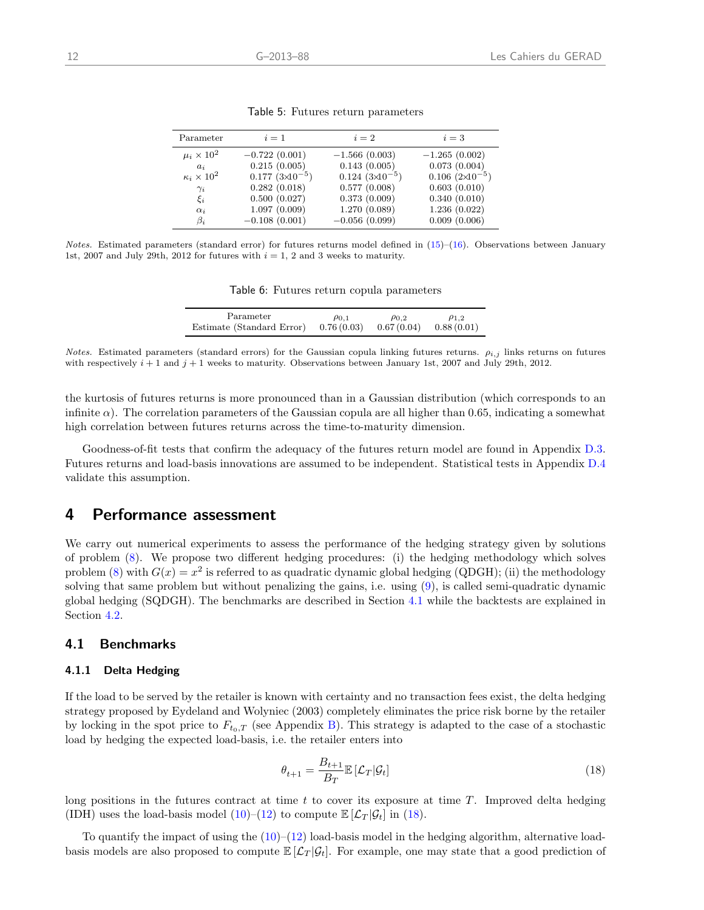Table 5: Futures return parameters

| Parameter | $i = 1$ | $i = 2$ | $i = 3$ |
|---|---|---|---|
| $\mu_i \times 10^2$ | $-0.722$ (0.001) | $-1.566$ (0.003) | $-1.265$ (0.002) |
| $a_i$ | 0.215 (0.005) | 0.143 (0.005) | 0.073 (0.004) |
| $\kappa_i \times 10^2$ | 0.177 ($3 \times 10^{-5}$) | 0.124 ($3 \times 10^{-5}$) | 0.106 ($2 \times 10^{-5}$) |
| $\gamma_i$ | 0.282 (0.018) | 0.577 (0.008) | 0.603 (0.010) |
| $\xi_i$ | 0.500 (0.027) | 0.373 (0.009) | 0.340 (0.010) |
| $\alpha_i$ | 1.097 (0.009) | 1.270 (0.089) | 1.236 (0.022) |
| $\beta_i$ | $-0.108$ (0.001) | $-0.056$ (0.099) | 0.009 (0.006) |

*Notes.* Estimated parameters (standard error) for futures returns model defined in (15)–(16). Observations between January 1st, 2007 and July 29th, 2012 for futures with $i = 1$, 2 and 3 weeks to maturity.

Table 6: Futures return copula parameters

| Parameter | $\rho_{0,1}$ | $\rho_{0,2}$ | $\rho_{1,2}$ |
|---|---|---|---|
| Estimate (Standard Error) | 0.76 (0.03) | 0.67 (0.04) | 0.88 (0.01) |

*Notes.* Estimated parameters (standard errors) for the Gaussian copula linking futures returns. $\rho_{i,j}$ links returns on futures with respectively $i + 1$ and $j + 1$ weeks to maturity. Observations between January 1st, 2007 and July 29th, 2012.

the kurtosis of futures returns is more pronounced than in a Gaussian distribution (which corresponds to an infinite $\alpha$). The correlation parameters of the Gaussian copula are all higher than 0.65, indicating a somewhat high correlation between futures returns across the time-to-maturity dimension.

Goodness-of-fit tests that confirm the adequacy of the futures return model are found in Appendix D.3. Futures returns and load-basis innovations are assumed to be independent. Statistical tests in Appendix D.4 validate this assumption.

# 4 Performance assessment

We carry out numerical experiments to assess the performance of the hedging strategy given by solutions of problem (8). We propose two different hedging procedures: (i) the hedging methodology which solves problem (8) with $G(x) = x^2$ is referred to as quadratic dynamic global hedging (QDGH); (ii) the methodology solving that same problem but without penalizing the gains, i.e. using (9), is called semi-quadratic dynamic global hedging (SQDGH). The benchmarks are described in Section 4.1 while the backtests are explained in Section 4.2.

## 4.1 Benchmarks

### 4.1.1 Delta Hedging

If the load to be served by the retailer is known with certainty and no transaction fees exist, the delta hedging strategy proposed by Eydeland and Wolyniec (2003) completely eliminates the price risk borne by the retailer by locking in the spot price to $F_{t_0,T}$ (see Appendix B). This strategy is adapted to the case of a stochastic load by hedging the expected load-basis, i.e. the retailer enters into

$$\theta_{t+1} = \frac{B_{t+1}}{B_T} \mathbb{E}\left[\mathcal{L}_T | \mathcal{G}_t\right] \tag{18}$$

long positions in the futures contract at time $t$ to cover its exposure at time $T$. Improved delta hedging (IDH) uses the load-basis model (10)–(12) to compute $\mathbb{E}\left[\mathcal{L}_T | \mathcal{G}_t\right]$ in (18).

To quantify the impact of using the (10)–(12) load-basis model in the hedging algorithm, alternative load-basis models are also proposed to compute $\mathbb{E}\left[\mathcal{L}_T | \mathcal{G}_t\right]$. For example, one may state that a good prediction of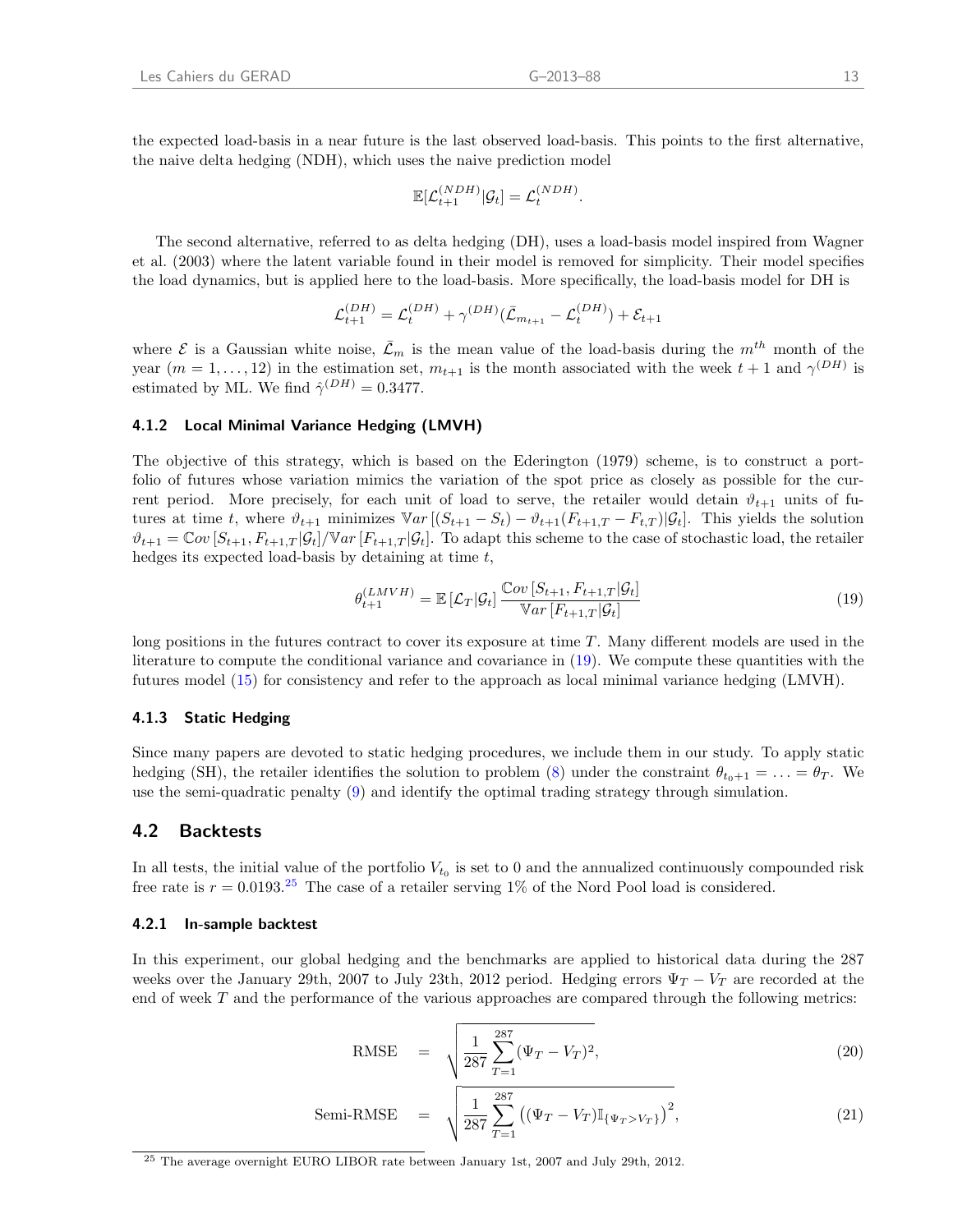the expected load-basis in a near future is the last observed load-basis. This points to the first alternative, the naive delta hedging (NDH), which uses the naive prediction model

$$\mathbb{E}[\mathcal{L}_{t+1}^{(NDH)}|\mathcal{G}_t] = \mathcal{L}_t^{(NDH)}.$$

The second alternative, referred to as delta hedging (DH), uses a load-basis model inspired from Wagner et al. (2003) where the latent variable found in their model is removed for simplicity. Their model specifies the load dynamics, but is applied here to the load-basis. More specifically, the load-basis model for DH is

$$\mathcal{L}_{t+1}^{(DH)} = \mathcal{L}_t^{(DH)} + \gamma^{(DH)}(\bar{\mathcal{L}}_{m_{t+1}} - \mathcal{L}_t^{(DH)}) + \mathcal{E}_{t+1}$$

where $\mathcal{E}$ is a Gaussian white noise, $\bar{\mathcal{L}}_m$ is the mean value of the load-basis during the $m^{th}$ month of the year ($m = 1, \ldots, 12$) in the estimation set, $m_{t+1}$ is the month associated with the week $t+1$ and $\gamma^{(DH)}$ is estimated by ML. We find $\hat{\gamma}^{(DH)} = 0.3477$.

### 4.1.2 Local Minimal Variance Hedging (LMVH)

The objective of this strategy, which is based on the Ederington (1979) scheme, is to construct a portfolio of futures whose variation mimics the variation of the spot price as closely as possible for the current period. More precisely, for each unit of load to serve, the retailer would detain $\vartheta_{t+1}$ units of futures at time $t$, where $\vartheta_{t+1}$ minimizes $\mathbb{V}ar\left[(S_{t+1} - S_t) - \vartheta_{t+1}(F_{t+1,T} - F_{t,T})|\mathcal{G}_t\right]$. This yields the solution $\vartheta_{t+1} = \mathbb{C}ov\left[S_{t+1}, F_{t+1,T}|\mathcal{G}_t\right]/\mathbb{V}ar\left[F_{t+1,T}|\mathcal{G}_t\right]$. To adapt this scheme to the case of stochastic load, the retailer hedges its expected load-basis by detaining at time $t$,

$$\theta_{t+1}^{(LMVH)} = \mathbb{E}\left[\mathcal{L}_T|\mathcal{G}_t\right] \frac{\mathbb{C}ov\left[S_{t+1}, F_{t+1,T}|\mathcal{G}_t\right]}{\mathbb{V}ar\left[F_{t+1,T}|\mathcal{G}_t\right]} \tag{19}$$

long positions in the futures contract to cover its exposure at time $T$. Many different models are used in the literature to compute the conditional variance and covariance in (19). We compute these quantities with the futures model (15) for consistency and refer to the approach as local minimal variance hedging (LMVH).

### 4.1.3 Static Hedging

Since many papers are devoted to static hedging procedures, we include them in our study. To apply static hedging (SH), the retailer identifies the solution to problem (8) under the constraint $\theta_{t_0+1} = \ldots = \theta_T$. We use the semi-quadratic penalty (9) and identify the optimal trading strategy through simulation.

## 4.2 Backtests

In all tests, the initial value of the portfolio $V_{t_0}$ is set to 0 and the annualized continuously compounded risk free rate is $r = 0.0193$.[25] The case of a retailer serving 1% of the Nord Pool load is considered.

### 4.2.1 In-sample backtest

In this experiment, our global hedging and the benchmarks are applied to historical data during the 287 weeks over the January 29th, 2007 to July 23th, 2012 period. Hedging errors $\Psi_T - V_T$ are recorded at the end of week $T$ and the performance of the various approaches are compared through the following metrics:

$$\text{RMSE} = \sqrt{\frac{1}{287}\sum_{T=1}^{287}(\Psi_T - V_T)^2}, \tag{20}$$

$$\text{Semi-RMSE} = \sqrt{\frac{1}{287}\sum_{T=1}^{287}\left((\Psi_T - V_T)\mathbb{I}_{\{\Psi_T > V_T\}}\right)^2}, \tag{21}$$

[25] The average overnight EURO LIBOR rate between January 1st, 2007 and July 29th, 2012.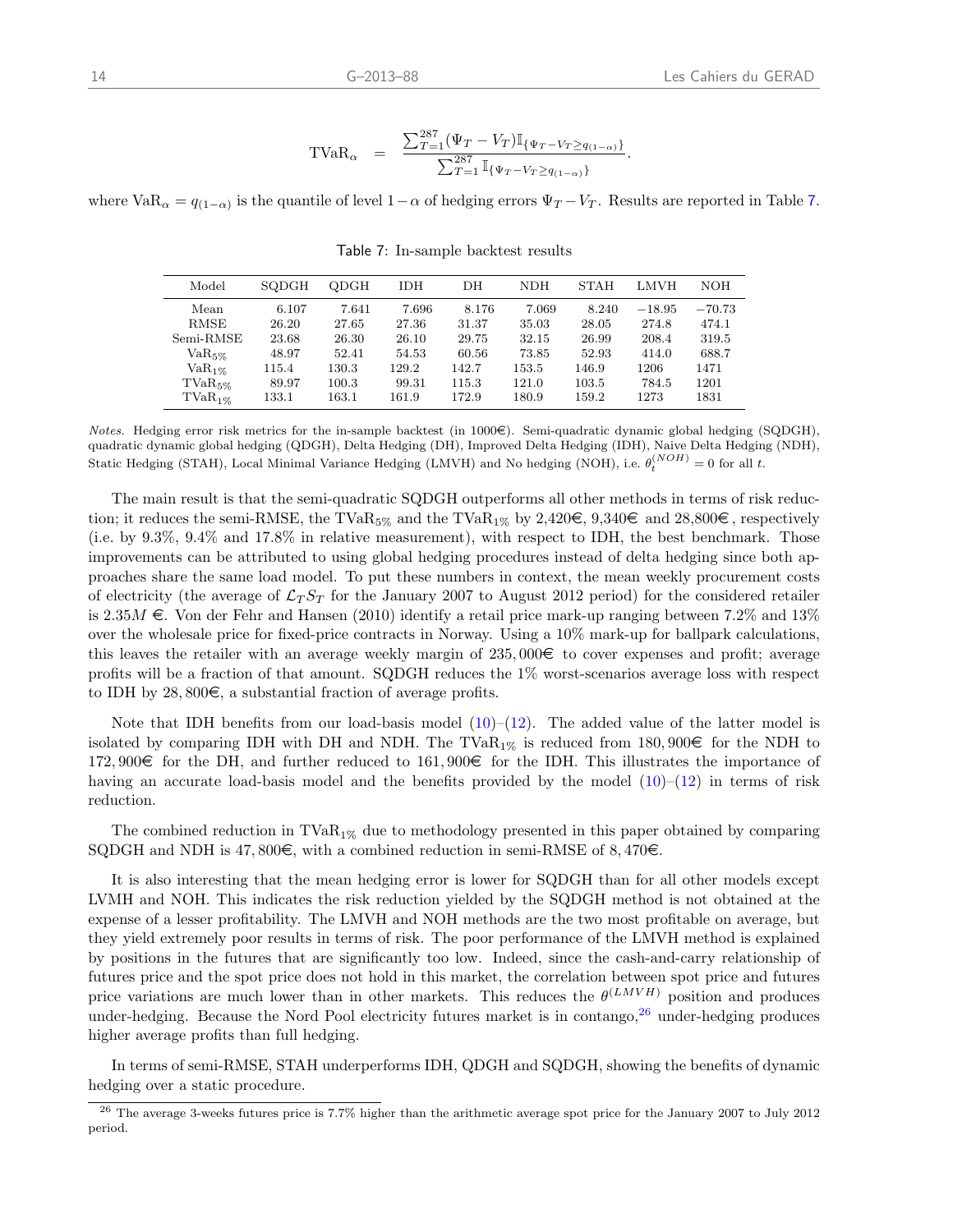$$\text{TVaR}_\alpha = \frac{\sum_{T=1}^{287}(\Psi_T - V_T)\mathbb{I}_{\{\Psi_T - V_T \geq q_{(1-\alpha)}\}}}{\sum_{T=1}^{287}\mathbb{I}_{\{\Psi_T - V_T \geq q_{(1-\alpha)}\}}}.$$

where $\text{VaR}_\alpha = q_{(1-\alpha)}$ is the quantile of level $1-\alpha$ of hedging errors $\Psi_T - V_T$. Results are reported in Table 7.

Table 7: In-sample backtest results

| Model | SQDGH | QDGH | IDH | DH | NDH | STAH | LMVH | NOH |
|---|---|---|---|---|---|---|---|---|
| Mean | 6.107 | 7.641 | 7.696 | 8.176 | 7.069 | 8.240 | −18.95 | −70.73 |
| RMSE | 26.20 | 27.65 | 27.36 | 31.37 | 35.03 | 28.05 | 274.8 | 474.1 |
| Semi-RMSE | 23.68 | 26.30 | 26.10 | 29.75 | 32.15 | 26.99 | 208.4 | 319.5 |
| $\text{VaR}_{5\%}$ | 48.97 | 52.41 | 54.53 | 60.56 | 73.85 | 52.93 | 414.0 | 688.7 |
| $\text{VaR}_{1\%}$ | 115.4 | 130.3 | 129.2 | 142.7 | 153.5 | 146.9 | 1206 | 1471 |
| $\text{TVaR}_{5\%}$ | 89.97 | 100.3 | 99.31 | 115.3 | 121.0 | 103.5 | 784.5 | 1201 |
| $\text{TVaR}_{1\%}$ | 133.1 | 163.1 | 161.9 | 172.9 | 180.9 | 159.2 | 1273 | 1831 |

*Notes.* Hedging error risk metrics for the in-sample backtest (in 1000€). Semi-quadratic dynamic global hedging (SQDGH), quadratic dynamic global hedging (QDGH), Delta Hedging (DH), Improved Delta Hedging (IDH), Naive Delta Hedging (NDH), Static Hedging (STAH), Local Minimal Variance Hedging (LMVH) and No hedging (NOH), i.e. $\theta_t^{(NOH)} = 0$ for all $t$.

The main result is that the semi-quadratic SQDGH outperforms all other methods in terms of risk reduction; it reduces the semi-RMSE, the $\text{TVaR}_{5\%}$ and the $\text{TVaR}_{1\%}$ by 2,420€, 9,340€ and 28,800€, respectively (i.e. by 9.3%, 9.4% and 17.8% in relative measurement), with respect to IDH, the best benchmark. Those improvements can be attributed to using global hedging procedures instead of delta hedging since both approaches share the same load model. To put these numbers in context, the mean weekly procurement costs of electricity (the average of $\mathcal{L}_T S_T$ for the January 2007 to August 2012 period) for the considered retailer is $2.35M$ €. Von der Fehr and Hansen (2010) identify a retail price mark-up ranging between 7.2% and 13% over the wholesale price for fixed-price contracts in Norway. Using a 10% mark-up for ballpark calculations, this leaves the retailer with an average weekly margin of 235,000€ to cover expenses and profit; average profits will be a fraction of that amount. SQDGH reduces the 1% worst-scenarios average loss with respect to IDH by 28,800€, a substantial fraction of average profits.

Note that IDH benefits from our load-basis model (10)–(12). The added value of the latter model is isolated by comparing IDH with DH and NDH. The $\text{TVaR}_{1\%}$ is reduced from 180,900€ for the NDH to 172,900€ for the DH, and further reduced to 161,900€ for the IDH. This illustrates the importance of having an accurate load-basis model and the benefits provided by the model (10)–(12) in terms of risk reduction.

The combined reduction in $\text{TVaR}_{1\%}$ due to methodology presented in this paper obtained by comparing SQDGH and NDH is 47,800€, with a combined reduction in semi-RMSE of 8,470€.

It is also interesting that the mean hedging error is lower for SQDGH than for all other models except LVMH and NOH. This indicates the risk reduction yielded by the SQDGH method is not obtained at the expense of a lesser profitability. The LMVH and NOH methods are the two most profitable on average, but they yield extremely poor results in terms of risk. The poor performance of the LMVH method is explained by positions in the futures that are significantly too low. Indeed, since the cash-and-carry relationship of futures price and the spot price does not hold in this market, the correlation between spot price and futures price variations are much lower than in other markets. This reduces the $\theta^{(LMVH)}$ position and produces under-hedging. Because the Nord Pool electricity futures market is in contango,[26] under-hedging produces higher average profits than full hedging.

In terms of semi-RMSE, STAH underperforms IDH, QDGH and SQDGH, showing the benefits of dynamic hedging over a static procedure.

[26] The average 3-weeks futures price is 7.7% higher than the arithmetic average spot price for the January 2007 to July 2012 period.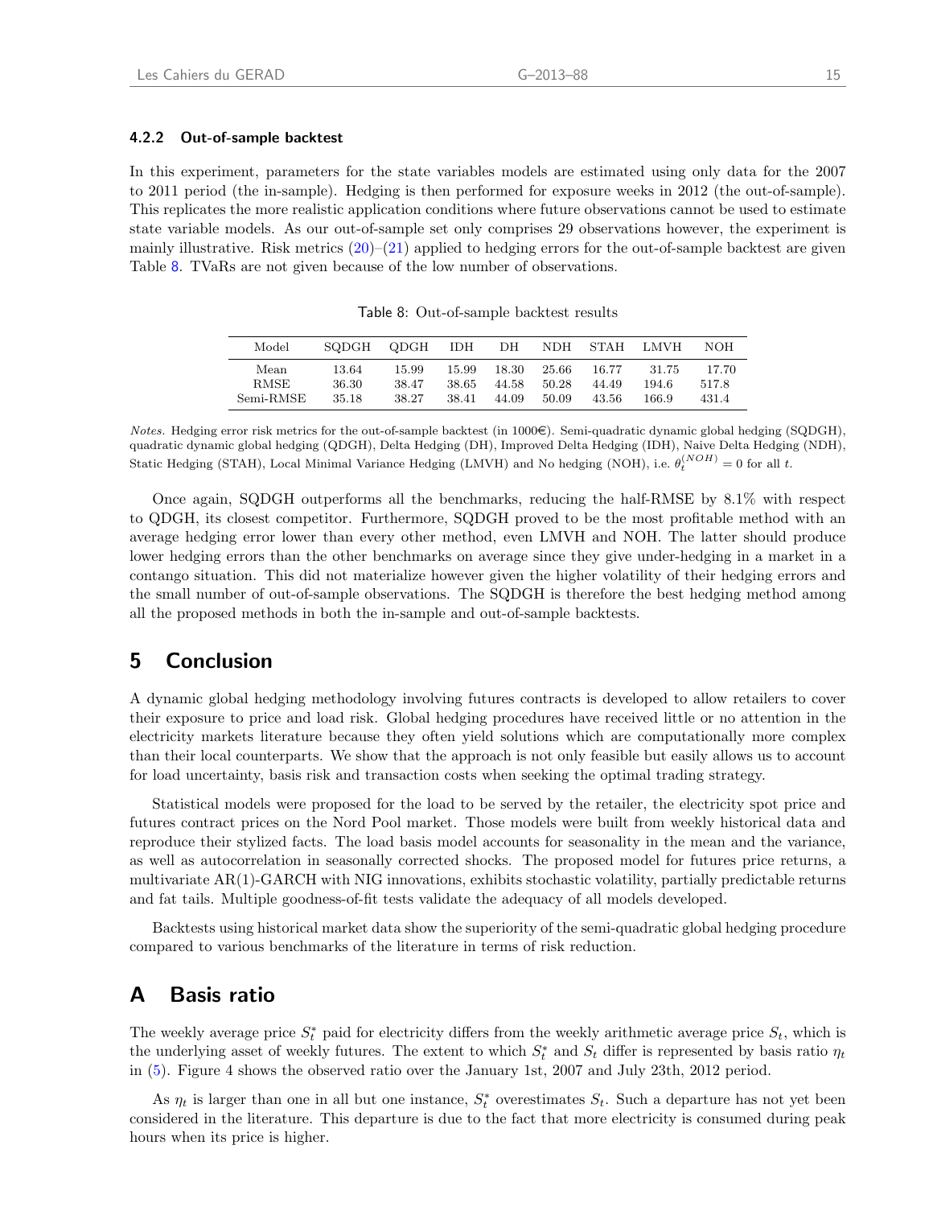#### 4.2.2 Out-of-sample backtest

In this experiment, parameters for the state variables models are estimated using only data for the 2007 to 2011 period (the in-sample). Hedging is then performed for exposure weeks in 2012 (the out-of-sample). This replicates the more realistic application conditions where future observations cannot be used to estimate state variable models. As our out-of-sample set only comprises 29 observations however, the experiment is mainly illustrative. Risk metrics (20)–(21) applied to hedging errors for the out-of-sample backtest are given Table 8. TVaRs are not given because of the low number of observations.

Table 8: Out-of-sample backtest results

| Model | SQDGH | QDGH | IDH | DH | NDH | STAH | LMVH | NOH |
|---|---|---|---|---|---|---|---|---|
| Mean | 13.64 | 15.99 | 15.99 | 18.30 | 25.66 | 16.77 | 31.75 | 17.70 |
| RMSE | 36.30 | 38.47 | 38.65 | 44.58 | 50.28 | 44.49 | 194.6 | 517.8 |
| Semi-RMSE | 35.18 | 38.27 | 38.41 | 44.09 | 50.09 | 43.56 | 166.9 | 431.4 |

*Notes.* Hedging error risk metrics for the out-of-sample backtest (in 1000€). Semi-quadratic dynamic global hedging (SQDGH), quadratic dynamic global hedging (QDGH), Delta Hedging (DH), Improved Delta Hedging (IDH), Naive Delta Hedging (NDH), Static Hedging (STAH), Local Minimal Variance Hedging (LMVH) and No hedging (NOH), i.e. $\theta_t^{(NOH)} = 0$ for all $t$.

Once again, SQDGH outperforms all the benchmarks, reducing the half-RMSE by 8.1% with respect to QDGH, its closest competitor. Furthermore, SQDGH proved to be the most profitable method with an average hedging error lower than every other method, even LMVH and NOH. The latter should produce lower hedging errors than the other benchmarks on average since they give under-hedging in a market in a contango situation. This did not materialize however given the higher volatility of their hedging errors and the small number of out-of-sample observations. The SQDGH is therefore the best hedging method among all the proposed methods in both the in-sample and out-of-sample backtests.

## 5 Conclusion

A dynamic global hedging methodology involving futures contracts is developed to allow retailers to cover their exposure to price and load risk. Global hedging procedures have received little or no attention in the electricity markets literature because they often yield solutions which are computationally more complex than their local counterparts. We show that the approach is not only feasible but easily allows us to account for load uncertainty, basis risk and transaction costs when seeking the optimal trading strategy.

Statistical models were proposed for the load to be served by the retailer, the electricity spot price and futures contract prices on the Nord Pool market. Those models were built from weekly historical data and reproduce their stylized facts. The load basis model accounts for seasonality in the mean and the variance, as well as autocorrelation in seasonally corrected shocks. The proposed model for futures price returns, a multivariate AR(1)-GARCH with NIG innovations, exhibits stochastic volatility, partially predictable returns and fat tails. Multiple goodness-of-fit tests validate the adequacy of all models developed.

Backtests using historical market data show the superiority of the semi-quadratic global hedging procedure compared to various benchmarks of the literature in terms of risk reduction.

## A Basis ratio

The weekly average price $S_t^*$ paid for electricity differs from the weekly arithmetic average price $S_t$, which is the underlying asset of weekly futures. The extent to which $S_t^*$ and $S_t$ differ is represented by basis ratio $\eta_t$ in (5). Figure 4 shows the observed ratio over the January 1st, 2007 and July 23th, 2012 period.

As $\eta_t$ is larger than one in all but one instance, $S_t^*$ overestimates $S_t$. Such a departure has not yet been considered in the literature. This departure is due to the fact that more electricity is consumed during peak hours when its price is higher.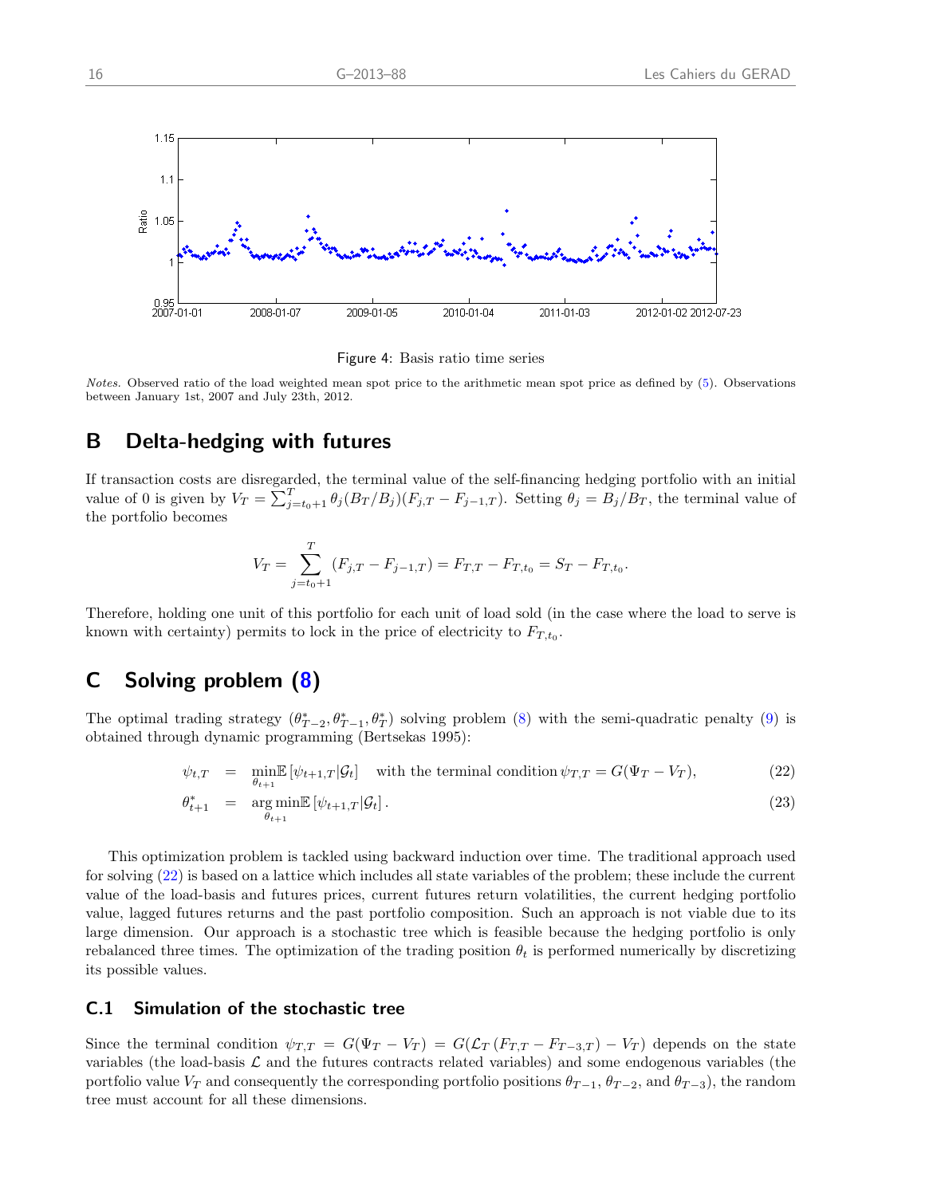Figure 4: Basis ratio time series

*Notes.* Observed ratio of the load weighted mean spot price to the arithmetic mean spot price as defined by (5). Observations between January 1st, 2007 and July 23th, 2012.

## B Delta-hedging with futures

If transaction costs are disregarded, the terminal value of the self-financing hedging portfolio with an initial value of 0 is given by $V_T = \sum_{j=t_0+1}^{T} \theta_j (B_T/B_j)(F_{j,T} - F_{j-1,T})$. Setting $\theta_j = B_j/B_T$, the terminal value of the portfolio becomes

$$V_T = \sum_{j=t_0+1}^{T} (F_{j,T} - F_{j-1,T}) = F_{T,T} - F_{T,t_0} = S_T - F_{T,t_0}.$$

Therefore, holding one unit of this portfolio for each unit of load sold (in the case where the load to serve is known with certainty) permits to lock in the price of electricity to $F_{T,t_0}$.

## C Solving problem (8)

The optimal trading strategy $(\theta^*_{T-2}, \theta^*_{T-1}, \theta^*_T)$ solving problem (8) with the semi-quadratic penalty (9) is obtained through dynamic programming (Bertsekas 1995):

$$\psi_{t,T} = \min_{\theta_{t+1}} \mathbb{E}\left[\psi_{t+1,T} | \mathcal{G}_t\right] \quad \text{with the terminal condition } \psi_{T,T} = G(\Psi_T - V_T), \tag{22}$$

$$\theta^*_{t+1} = \arg\min_{\theta_{t+1}} \mathbb{E}\left[\psi_{t+1,T} | \mathcal{G}_t\right]. \tag{23}$$

This optimization problem is tackled using backward induction over time. The traditional approach used for solving (22) is based on a lattice which includes all state variables of the problem; these include the current value of the load-basis and futures prices, current futures return volatilities, the current hedging portfolio value, lagged futures returns and the past portfolio composition. Such an approach is not viable due to its large dimension. Our approach is a stochastic tree which is feasible because the hedging portfolio is only rebalanced three times. The optimization of the trading position $\theta_t$ is performed numerically by discretizing its possible values.

### C.1 Simulation of the stochastic tree

Since the terminal condition $\psi_{T,T} = G(\Psi_T - V_T) = G(\mathcal{L}_T (F_{T,T} - F_{T-3,T}) - V_T)$ depends on the state variables (the load-basis $\mathcal{L}$ and the futures contracts related variables) and some endogenous variables (the portfolio value $V_T$ and consequently the corresponding portfolio positions $\theta_{T-1}$, $\theta_{T-2}$, and $\theta_{T-3}$), the random tree must account for all these dimensions.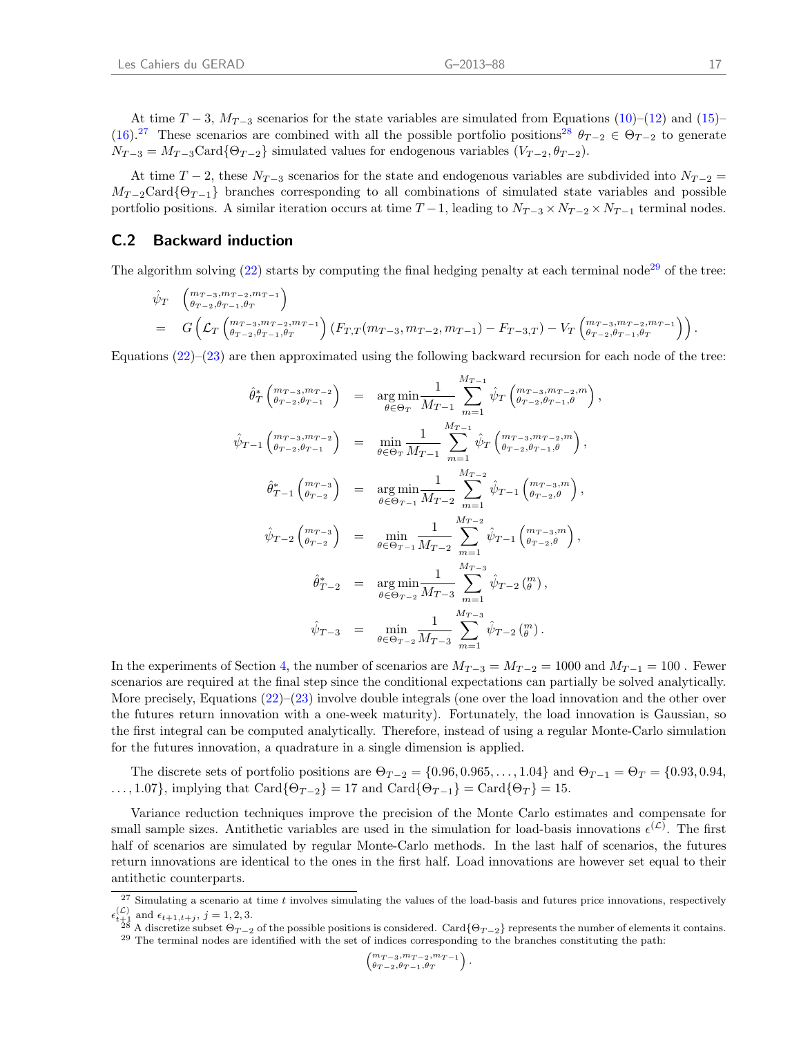At time $T-3$, $M_{T-3}$ scenarios for the state variables are simulated from Equations (10)–(12) and (15)–(16).[27] These scenarios are combined with all the possible portfolio positions[28] $\theta_{T-2} \in \Theta_{T-2}$ to generate $N_{T-3} = M_{T-3}\text{Card}\{\Theta_{T-2}\}$ simulated values for endogenous variables $(V_{T-2}, \theta_{T-2})$.

At time $T-2$, these $N_{T-3}$ scenarios for the state and endogenous variables are subdivided into $N_{T-2} = M_{T-2}\text{Card}\{\Theta_{T-1}\}$ branches corresponding to all combinations of simulated state variables and possible portfolio positions. A similar iteration occurs at time $T-1$, leading to $N_{T-3} \times N_{T-2} \times N_{T-1}$ terminal nodes.

## C.2 Backward induction

The algorithm solving (22) starts by computing the final hedging penalty at each terminal node[29] of the tree:

$$
\begin{aligned}
&\hat{\psi}_T \begin{pmatrix} m_{T-3}, m_{T-2}, m_{T-1} \\ \theta_{T-2}, \theta_{T-1}, \theta_T \end{pmatrix} \\
&= \quad G\left(\mathcal{L}_T \begin{pmatrix} m_{T-3}, m_{T-2}, m_{T-1} \\ \theta_{T-2}, \theta_{T-1}, \theta_T \end{pmatrix} (F_{T,T}(m_{T-3}, m_{T-2}, m_{T-1}) - F_{T-3,T}) - V_T \begin{pmatrix} m_{T-3}, m_{T-2}, m_{T-1} \\ \theta_{T-2}, \theta_{T-1}, \theta_T \end{pmatrix}\right).
\end{aligned}
$$

Equations (22)–(23) are then approximated using the following backward recursion for each node of the tree:

$$
\begin{aligned}
\hat{\theta}_T^* \begin{pmatrix} m_{T-3}, m_{T-2} \\ \theta_{T-2}, \theta_{T-1} \end{pmatrix} &= \underset{\theta \in \Theta_T}{\arg\min} \frac{1}{M_{T-1}} \sum_{m=1}^{M_{T-1}} \hat{\psi}_T \begin{pmatrix} m_{T-3}, m_{T-2}, m \\ \theta_{T-2}, \theta_{T-1}, \theta \end{pmatrix}, \\
\hat{\psi}_{T-1} \begin{pmatrix} m_{T-3}, m_{T-2} \\ \theta_{T-2}, \theta_{T-1} \end{pmatrix} &= \min_{\theta \in \Theta_T} \frac{1}{M_{T-1}} \sum_{m=1}^{M_{T-1}} \hat{\psi}_T \begin{pmatrix} m_{T-3}, m_{T-2}, m \\ \theta_{T-2}, \theta_{T-1}, \theta \end{pmatrix}, \\
\hat{\theta}_{T-1}^* \begin{pmatrix} m_{T-3} \\ \theta_{T-2} \end{pmatrix} &= \underset{\theta \in \Theta_{T-1}}{\arg\min} \frac{1}{M_{T-2}} \sum_{m=1}^{M_{T-2}} \hat{\psi}_{T-1} \begin{pmatrix} m_{T-3}, m \\ \theta_{T-2}, \theta \end{pmatrix}, \\
\hat{\psi}_{T-2} \begin{pmatrix} m_{T-3} \\ \theta_{T-2} \end{pmatrix} &= \min_{\theta \in \Theta_{T-1}} \frac{1}{M_{T-2}} \sum_{m=1}^{M_{T-2}} \hat{\psi}_{T-1} \begin{pmatrix} m_{T-3}, m \\ \theta_{T-2}, \theta \end{pmatrix}, \\
\hat{\theta}_{T-2}^* &= \underset{\theta \in \Theta_{T-2}}{\arg\min} \frac{1}{M_{T-3}} \sum_{m=1}^{M_{T-3}} \hat{\psi}_{T-2} \begin{pmatrix} m \\ \theta \end{pmatrix}, \\
\hat{\psi}_{T-3} &= \min_{\theta \in \Theta_{T-2}} \frac{1}{M_{T-3}} \sum_{m=1}^{M_{T-3}} \hat{\psi}_{T-2} \begin{pmatrix} m \\ \theta \end{pmatrix}.
\end{aligned}
$$

In the experiments of Section 4, the number of scenarios are $M_{T-3} = M_{T-2} = 1000$ and $M_{T-1} = 100$ . Fewer scenarios are required at the final step since the conditional expectations can partially be solved analytically. More precisely, Equations (22)–(23) involve double integrals (one over the load innovation and the other over the futures return innovation with a one-week maturity). Fortunately, the load innovation is Gaussian, so the first integral can be computed analytically. Therefore, instead of using a regular Monte-Carlo simulation for the futures innovation, a quadrature in a single dimension is applied.

The discrete sets of portfolio positions are $\Theta_{T-2} = \{0.96, 0.965, \ldots, 1.04\}$ and $\Theta_{T-1} = \Theta_T = \{0.93, 0.94, \ldots, 1.07\}$, implying that $\text{Card}\{\Theta_{T-2}\} = 17$ and $\text{Card}\{\Theta_{T-1}\} = \text{Card}\{\Theta_T\} = 15$.

Variance reduction techniques improve the precision of the Monte Carlo estimates and compensate for small sample sizes. Antithetic variables are used in the simulation for load-basis innovations $\epsilon^{(\mathcal{L})}$. The first half of scenarios are simulated by regular Monte-Carlo methods. In the last half of scenarios, the futures return innovations are identical to the ones in the first half. Load innovations are however set equal to their antithetic counterparts.

---

[27] Simulating a scenario at time $t$ involves simulating the values of the load-basis and futures price innovations, respectively $\epsilon_{t+1}^{(\mathcal{L})}$ and $\epsilon_{t+1,t+j}$, $j = 1, 2, 3$.

[28] A discretize subset $\Theta_{T-2}$ of the possible positions is considered. $\text{Card}\{\Theta_{T-2}\}$ represents the number of elements it contains.

[29] The terminal nodes are identified with the set of indices corresponding to the branches constituting the path:

$$\begin{pmatrix} m_{T-3}, m_{T-2}, m_{T-1} \\ \theta_{T-2}, \theta_{T-1}, \theta_T \end{pmatrix}.$$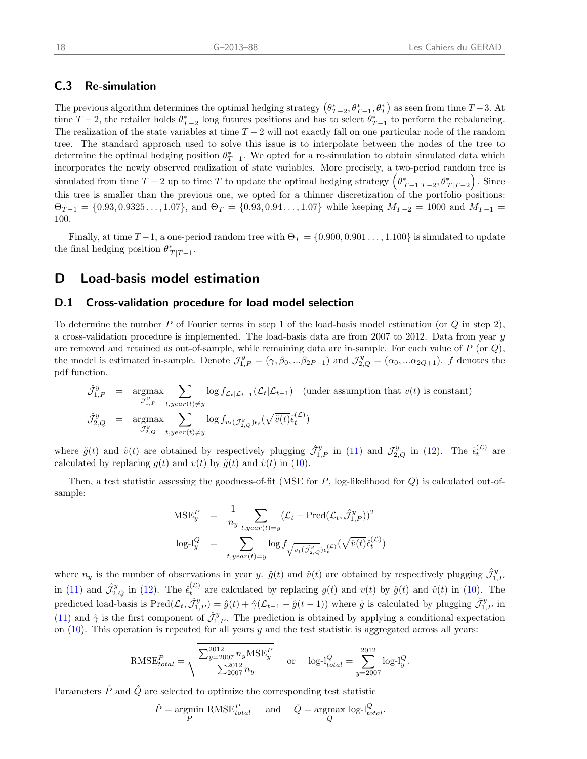### C.3 Re-simulation

The previous algorithm determines the optimal hedging strategy $\left(\theta^*_{T-2}, \theta^*_{T-1}, \theta^*_T\right)$ as seen from time $T-3$. At time $T-2$, the retailer holds $\theta^*_{T-2}$ long futures positions and has to select $\theta^*_{T-1}$ to perform the rebalancing. The realization of the state variables at time $T-2$ will not exactly fall on one particular node of the random tree. The standard approach used to solve this issue is to interpolate between the nodes of the tree to determine the optimal hedging position $\theta^*_{T-1}$. We opted for a re-simulation to obtain simulated data which incorporates the newly observed realization of state variables. More precisely, a two-period random tree is simulated from time $T-2$ up to time $T$ to update the optimal hedging strategy $\left(\theta^*_{T-1|T-2}, \theta^*_{T|T-2}\right)$. Since this tree is smaller than the previous one, we opted for a thinner discretization of the portfolio positions: $\Theta_{T-1} = \{0.93, 0.9325\ldots, 1.07\}$, and $\Theta_T = \{0.93, 0.94\ldots, 1.07\}$ while keeping $M_{T-2} = 1000$ and $M_{T-1} = 100$.

Finally, at time $T-1$, a one-period random tree with $\Theta_T = \{0.900, 0.901\ldots, 1.100\}$ is simulated to update the final hedging position $\theta^*_{T|T-1}$.

## D Load-basis model estimation

### D.1 Cross-validation procedure for load model selection

To determine the number $P$ of Fourier terms in step 1 of the load-basis model estimation (or $Q$ in step 2), a cross-validation procedure is implemented. The load-basis data are from 2007 to 2012. Data from year $y$ are removed and retained as out-of-sample, while remaining data are in-sample. For each value of $P$ (or $Q$), the model is estimated in-sample. Denote $\mathcal{J}^y_{1,P} = (\gamma, \beta_0, \ldots\beta_{2P+1})$ and $\mathcal{J}^y_{2,Q} = (\alpha_0, \ldots\alpha_{2Q+1})$. $f$ denotes the pdf function.

$$
\begin{aligned}
\hat{\mathcal{J}}^y_{1,P} &= \underset{\mathcal{J}^y_{1,P}}{\operatorname{argmax}} \sum_{t, year(t)\neq y} \log f_{\mathcal{L}_t|\mathcal{L}_{t-1}}(\mathcal{L}_t|\mathcal{L}_{t-1}) \quad \text{(under assumption that } v(t) \text{ is constant)}\\
\hat{\mathcal{J}}^y_{2,Q} &= \underset{\mathcal{J}^y_{2,Q}}{\operatorname{argmax}} \sum_{t, year(t)\neq y} \log f_{v_t(\mathcal{J}^y_{2,Q})\epsilon_t}(\sqrt{\tilde{v}(t)}\tilde{\epsilon}^{(\mathcal{L})}_t)
\end{aligned}
$$

where $\tilde{g}(t)$ and $\tilde{v}(t)$ are obtained by respectively plugging $\hat{\mathcal{J}}^y_{1,P}$ in (11) and $\mathcal{J}^y_{2,Q}$ in (12). The $\tilde{\epsilon}^{(\mathcal{L})}_t$ are calculated by replacing $g(t)$ and $v(t)$ by $\tilde{g}(t)$ and $\tilde{v}(t)$ in (10).

Then, a test statistic assessing the goodness-of-fit (MSE for $P$, log-likelihood for $Q$) is calculated out-of-sample:

$$
\begin{aligned}
\text{MSE}^P_y &= \frac{1}{n_y} \sum_{t, year(t)=y} (\mathcal{L}_t - \text{Pred}(\mathcal{L}_t, \hat{\mathcal{J}}^y_{1,P}))^2\\
\text{log-l}^Q_y &= \sum_{t, year(t)=y} \log f_{\sqrt{v_t(\hat{\mathcal{J}}^y_{2,Q})}\epsilon^{(\mathcal{L})}_t}(\sqrt{\hat{v}(t)}\hat{\epsilon}^{(\mathcal{L})}_t)
\end{aligned}
$$

where $n_y$ is the number of observations in year $y$. $\hat{g}(t)$ and $\hat{v}(t)$ are obtained by respectively plugging $\hat{\mathcal{J}}^y_{1,P}$ in (11) and $\hat{\mathcal{J}}^y_{2,Q}$ in (12). The $\hat{\epsilon}^{(\mathcal{L})}_t$ are calculated by replacing $g(t)$ and $v(t)$ by $\hat{g}(t)$ and $\hat{v}(t)$ in (10). The predicted load-basis is $\text{Pred}(\mathcal{L}_t, \hat{\mathcal{J}}^y_{1,P}) = \hat{g}(t) + \hat{\gamma}(\mathcal{L}_{t-1} - \hat{g}(t-1))$ where $\hat{g}$ is calculated by plugging $\hat{\mathcal{J}}^y_{1,P}$ in (11) and $\hat{\gamma}$ is the first component of $\hat{\mathcal{J}}^y_{1,P}$. The prediction is obtained by applying a conditional expectation on (10). This operation is repeated for all years $y$ and the test statistic is aggregated across all years:

$$
\text{RMSE}^P_{total} = \sqrt{\frac{\sum_{y=2007}^{2012} n_y \text{MSE}^P_y}{\sum_{2007}^{2012} n_y}} \quad \text{or} \quad \text{log-l}^Q_{total} = \sum_{y=2007}^{2012} \text{log-l}^Q_y.
$$

Parameters $\hat{P}$ and $\hat{Q}$ are selected to optimize the corresponding test statistic

$$
\hat{P} = \underset{P}{\operatorname{argmin}}\ \text{RMSE}^P_{total} \quad \text{and} \quad \hat{Q} = \underset{Q}{\operatorname{argmax}}\ \text{log-l}^Q_{total}.
$$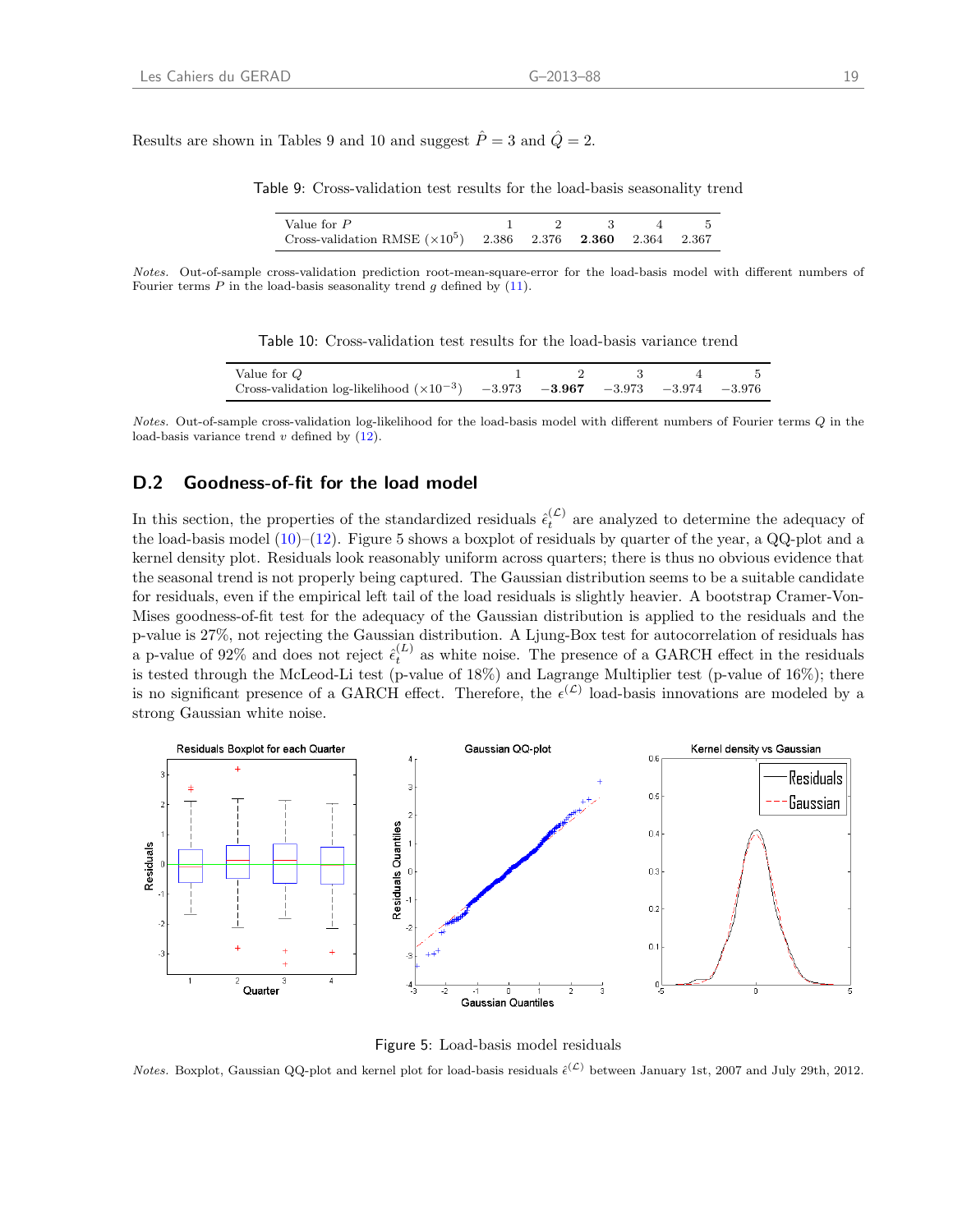Results are shown in Tables 9 and 10 and suggest $\hat{P} = 3$ and $\hat{Q} = 2$.

Table 9: Cross-validation test results for the load-basis seasonality trend

| Value for $P$ | 1 | 2 | 3 | 4 | 5 |
|---|---|---|---|---|---|
| Cross-validation RMSE ($\times 10^5$) | 2.386 | 2.376 | **2.360** | 2.364 | 2.367 |

*Notes.* Out-of-sample cross-validation prediction root-mean-square-error for the load-basis model with different numbers of Fourier terms $P$ in the load-basis seasonality trend $g$ defined by (11).

Table 10: Cross-validation test results for the load-basis variance trend

| Value for $Q$ | 1 | 2 | 3 | 4 | 5 |
|---|---|---|---|---|---|
| Cross-validation log-likelihood ($\times 10^{-3}$) | $-3.973$ | $\mathbf{-3.967}$ | $-3.973$ | $-3.974$ | $-3.976$ |

*Notes.* Out-of-sample cross-validation log-likelihood for the load-basis model with different numbers of Fourier terms $Q$ in the load-basis variance trend $v$ defined by (12).

## D.2 Goodness-of-fit for the load model

In this section, the properties of the standardized residuals $\hat{\epsilon}_t^{(\mathcal{L})}$ are analyzed to determine the adequacy of the load-basis model (10)–(12). Figure 5 shows a boxplot of residuals by quarter of the year, a QQ-plot and a kernel density plot. Residuals look reasonably uniform across quarters; there is thus no obvious evidence that the seasonal trend is not properly being captured. The Gaussian distribution seems to be a suitable candidate for residuals, even if the empirical left tail of the load residuals is slightly heavier. A bootstrap Cramer-Von-Mises goodness-of-fit test for the adequacy of the Gaussian distribution is applied to the residuals and the p-value is 27%, not rejecting the Gaussian distribution. A Ljung-Box test for autocorrelation of residuals has a p-value of 92% and does not reject $\hat{\epsilon}_t^{(L)}$ as white noise. The presence of a GARCH effect in the residuals is tested through the McLeod-Li test (p-value of 18%) and Lagrange Multiplier test (p-value of 16%); there is no significant presence of a GARCH effect. Therefore, the $\epsilon^{(\mathcal{L})}$ load-basis innovations are modeled by a strong Gaussian white noise.

Figure 5: Load-basis model residuals

*Notes.* Boxplot, Gaussian QQ-plot and kernel plot for load-basis residuals $\hat{\epsilon}^{(\mathcal{L})}$ between January 1st, 2007 and July 29th, 2012.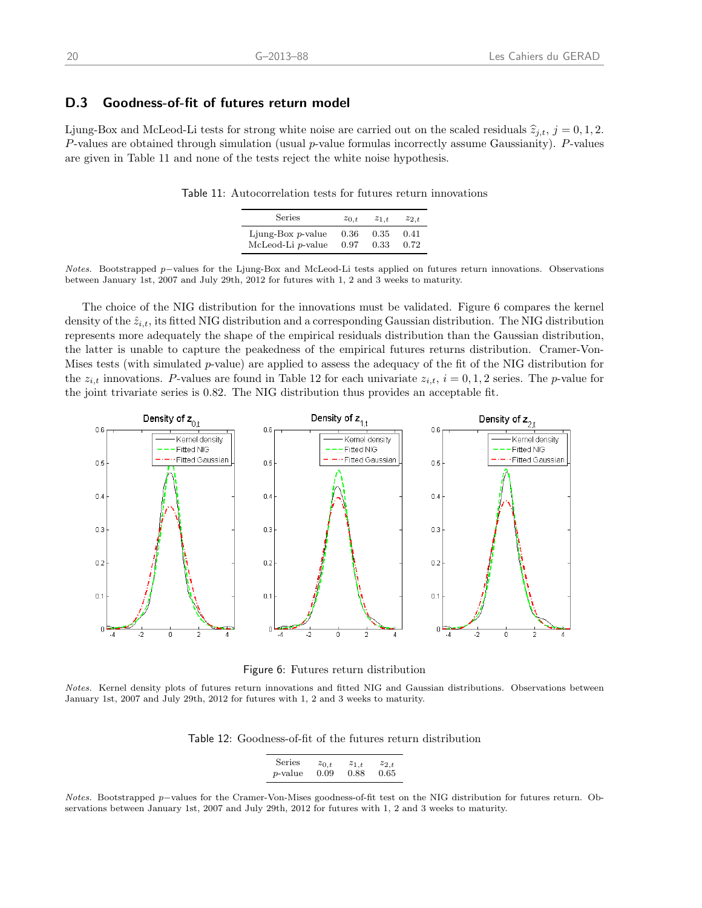## D.3 Goodness-of-fit of futures return model

Ljung-Box and McLeod-Li tests for strong white noise are carried out on the scaled residuals $\widehat{z}_{j,t}$, $j = 0, 1, 2$. $P$-values are obtained through simulation (usual $p$-value formulas incorrectly assume Gaussianity). $P$-values are given in Table 11 and none of the tests reject the white noise hypothesis.

Table 11: Autocorrelation tests for futures return innovations

| Series | $z_{0,t}$ | $z_{1,t}$ | $z_{2,t}$ |
|---|---|---|---|
| Ljung-Box $p$-value | 0.36 | 0.35 | 0.41 |
| McLeod-Li $p$-value | 0.97 | 0.33 | 0.72 |

*Notes.* Bootstrapped $p-$values for the Ljung-Box and McLeod-Li tests applied on futures return innovations. Observations between January 1st, 2007 and July 29th, 2012 for futures with 1, 2 and 3 weeks to maturity.

The choice of the NIG distribution for the innovations must be validated. Figure 6 compares the kernel density of the $\hat{z}_{i,t}$, its fitted NIG distribution and a corresponding Gaussian distribution. The NIG distribution represents more adequately the shape of the empirical residuals distribution than the Gaussian distribution, the latter is unable to capture the peakedness of the empirical futures returns distribution. Cramer-Von-Mises tests (with simulated $p$-value) are applied to assess the adequacy of the fit of the NIG distribution for the $z_{i,t}$ innovations. $P$-values are found in Table 12 for each univariate $z_{i,t}$, $i = 0, 1, 2$ series. The $p$-value for the joint trivariate series is 0.82. The NIG distribution thus provides an acceptable fit.

Figure 6: Futures return distribution

*Notes.* Kernel density plots of futures return innovations and fitted NIG and Gaussian distributions. Observations between January 1st, 2007 and July 29th, 2012 for futures with 1, 2 and 3 weeks to maturity.

Table 12: Goodness-of-fit of the futures return distribution

| Series | $z_{0,t}$ | $z_{1,t}$ | $z_{2,t}$ |
|---|---|---|---|
| $p$-value | 0.09 | 0.88 | 0.65 |

*Notes.* Bootstrapped $p-$values for the Cramer-Von-Mises goodness-of-fit test on the NIG distribution for futures return. Observations between January 1st, 2007 and July 29th, 2012 for futures with 1, 2 and 3 weeks to maturity.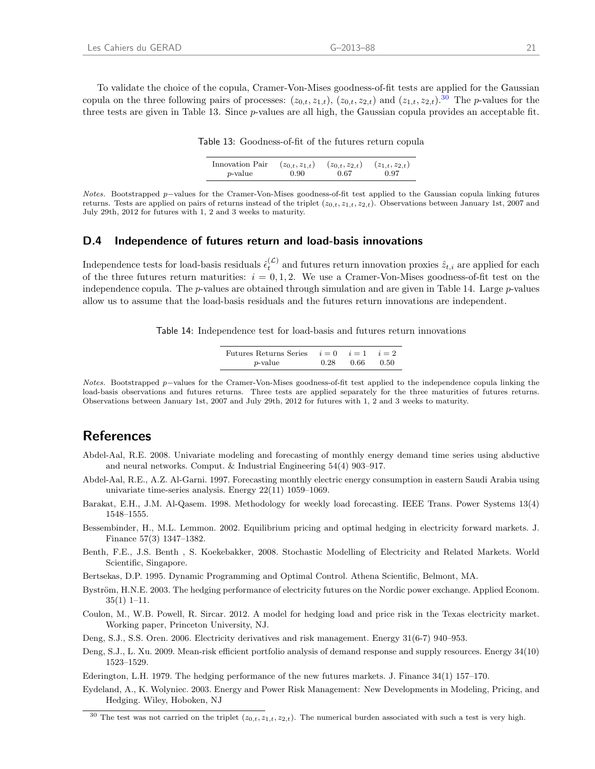To validate the choice of the copula, Cramer-Von-Mises goodness-of-fit tests are applied for the Gaussian copula on the three following pairs of processes: $(z_{0,t}, z_{1,t})$, $(z_{0,t}, z_{2,t})$ and $(z_{1,t}, z_{2,t})$.[30] The $p$-values for the three tests are given in Table 13. Since $p$-values are all high, the Gaussian copula provides an acceptable fit.

Table 13: Goodness-of-fit of the futures return copula

| Innovation Pair | $(z_{0,t}, z_{1,t})$ | $(z_{0,t}, z_{2,t})$ | $(z_{1,t}, z_{2,t})$ |
|---|---|---|---|
| $p$-value | 0.90 | 0.67 | 0.97 |

*Notes.* Bootstrapped $p-$values for the Cramer-Von-Mises goodness-of-fit test applied to the Gaussian copula linking futures returns. Tests are applied on pairs of returns instead of the triplet $(z_{0,t}, z_{1,t}, z_{2,t})$. Observations between January 1st, 2007 and July 29th, 2012 for futures with 1, 2 and 3 weeks to maturity.

## D.4 Independence of futures return and load-basis innovations

Independence tests for load-basis residuals $\hat{\epsilon}_t^{(\mathcal{L})}$ and futures return innovation proxies $\hat{z}_{t,i}$ are applied for each of the three futures return maturities: $i = 0, 1, 2$. We use a Cramer-Von-Mises goodness-of-fit test on the independence copula. The $p$-values are obtained through simulation and are given in Table 14. Large $p$-values allow us to assume that the load-basis residuals and the futures return innovations are independent.

Table 14: Independence test for load-basis and futures return innovations

| Futures Returns Series | $i = 0$ | $i = 1$ | $i = 2$ |
|---|---|---|---|
| $p$-value | 0.28 | 0.66 | 0.50 |

*Notes.* Bootstrapped $p-$values for the Cramer-Von-Mises goodness-of-fit test applied to the independence copula linking the load-basis observations and futures returns. Three tests are applied separately for the three maturities of futures returns. Observations between January 1st, 2007 and July 29th, 2012 for futures with 1, 2 and 3 weeks to maturity.

# References

Abdel-Aal, R.E. 2008. Univariate modeling and forecasting of monthly energy demand time series using abductive and neural networks. Comput. & Industrial Engineering 54(4) 903–917.

Abdel-Aal, R.E., A.Z. Al-Garni. 1997. Forecasting monthly electric energy consumption in eastern Saudi Arabia using univariate time-series analysis. Energy 22(11) 1059–1069.

Barakat, E.H., J.M. Al-Qasem. 1998. Methodology for weekly load forecasting. IEEE Trans. Power Systems 13(4) 1548–1555.

Bessembinder, H., M.L. Lemmon. 2002. Equilibrium pricing and optimal hedging in electricity forward markets. J. Finance 57(3) 1347–1382.

Benth, F.E., J.S. Benth , S. Koekebakker, 2008. Stochastic Modelling of Electricity and Related Markets. World Scientific, Singapore.

Bertsekas, D.P. 1995. Dynamic Programming and Optimal Control. Athena Scientific, Belmont, MA.

Byström, H.N.E. 2003. The hedging performance of electricity futures on the Nordic power exchange. Applied Econom. 35(1) 1–11.

Coulon, M., W.B. Powell, R. Sircar. 2012. A model for hedging load and price risk in the Texas electricity market. Working paper, Princeton University, NJ.

Deng, S.J., S.S. Oren. 2006. Electricity derivatives and risk management. Energy 31(6-7) 940–953.

Deng, S.J., L. Xu. 2009. Mean-risk efficient portfolio analysis of demand response and supply resources. Energy 34(10) 1523–1529.

Ederington, L.H. 1979. The hedging performance of the new futures markets. J. Finance 34(1) 157–170.

Eydeland, A., K. Wolyniec. 2003. Energy and Power Risk Management: New Developments in Modeling, Pricing, and Hedging. Wiley, Hoboken, NJ

[30] The test was not carried on the triplet $(z_{0,t}, z_{1,t}, z_{2,t})$. The numerical burden associated with such a test is very high.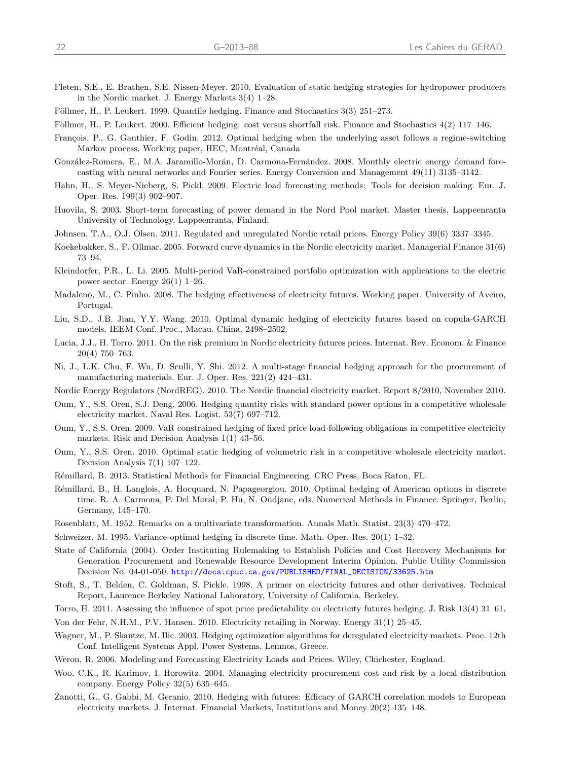Fleten, S.E., E. Brathen, S.E. Nissen-Meyer. 2010. Evaluation of static hedging strategies for hydropower producers in the Nordic market. J. Energy Markets 3(4) 1–28.

Föllmer, H., P. Leukert. 1999. Quantile hedging. Finance and Stochastics 3(3) 251–273.

Föllmer, H., P. Leukert. 2000. Efficient hedging: cost versus shortfall risk. Finance and Stochastics 4(2) 117–146.

François, P., G. Gauthier, F. Godin. 2012. Optimal hedging when the underlying asset follows a regime-switching Markov process. Working paper, HEC, Montréal, Canada

González-Romera, E., M.A. Jaramillo-Morán, D. Carmona-Fernández. 2008. Monthly electric energy demand forecasting with neural networks and Fourier series. Energy Conversion and Management 49(11) 3135–3142.

Hahn, H., S. Meyer-Nieberg, S. Pickl. 2009. Electric load forecasting methods: Tools for decision making. Eur. J. Oper. Res. 199(3) 902–907.

Huovila, S. 2003. Short-term forecasting of power demand in the Nord Pool market. Master thesis, Lappeenranta University of Technology, Lappeenranta, Finland.

Johnsen, T.A., O.J. Olsen. 2011. Regulated and unregulated Nordic retail prices. Energy Policy 39(6) 3337–3345.

Koekebakker, S., F. Ollmar. 2005. Forward curve dynamics in the Nordic electricity market. Managerial Finance 31(6) 73–94.

Kleindorfer, P.R., L. Li. 2005. Multi-period VaR-constrained portfolio optimization with applications to the electric power sector. Energy 26(1) 1–26.

Madaleno, M., C. Pinho. 2008. The hedging effectiveness of electricity futures. Working paper, University of Aveiro, Portugal.

Liu, S.D., J.B. Jian, Y.Y. Wang. 2010. Optimal dynamic hedging of electricity futures based on copula-GARCH models. IEEM Conf. Proc., Macau. China. 2498–2502.

Lucia, J.J., H. Torro. 2011. On the risk premium in Nordic electricity futures prices. Internat. Rev. Econom. & Finance 20(4) 750–763.

Ni, J., L.K. Chu, F. Wu, D. Sculli, Y. Shi. 2012. A multi-stage financial hedging approach for the procurement of manufacturing materials. Eur. J. Oper. Res. 221(2) 424–431.

Nordic Energy Regulators (NordREG). 2010. The Nordic financial electricity market. Report 8/2010, November 2010.

Oum, Y., S.S. Oren, S.J. Deng. 2006. Hedging quantity risks with standard power options in a competitive wholesale electricity market. Naval Res. Logist. 53(7) 697–712.

Oum, Y., S.S. Oren. 2009. VaR constrained hedging of fixed price load-following obligations in competitive electricity markets. Risk and Decision Analysis 1(1) 43–56.

Oum, Y., S.S. Oren. 2010. Optimal static hedging of volumetric risk in a competitive wholesale electricity market. Decision Analysis 7(1) 107–122.

Rémillard, B. 2013. Statistical Methods for Financial Engineering. CRC Press, Boca Raton, FL.

Rémillard, B., H. Langlois, A. Hocquard, N. Papageorgiou. 2010. Optimal hedging of American options in discrete time. R. A. Carmona, P. Del Moral, P. Hu, N. Oudjane, eds. Numerical Methods in Finance. Springer, Berlin, Germany, 145–170.

Rosenblatt, M. 1952. Remarks on a multivariate transformation. Annals Math. Statist. 23(3) 470–472.

Schweizer, M. 1995. Variance-optimal hedging in discrete time. Math. Oper. Res. 20(1) 1–32.

State of California (2004). Order Instituting Rulemaking to Establish Policies and Cost Recovery Mechanisms for Generation Procurement and Renewable Resource Development Interim Opinion. Public Utility Commission Decision No. 04-01-050. http://docs.cpuc.ca.gov/PUBLISHED/FINAL_DECISION/33625.htm

Stoft, S., T. Belden, C. Goldman, S. Pickle. 1998. A primer on electricity futures and other derivatives. Technical Report, Laurence Berkeley National Laboratory, University of California, Berkeley.

Torro, H. 2011. Assessing the influence of spot price predictability on electricity futures hedging. J. Risk 13(4) 31–61.

Von der Fehr, N.H.M., P.V. Hansen. 2010. Electricity retailing in Norway. Energy 31(1) 25–45.

Wagner, M., P. Skantze, M. Ilic. 2003. Hedging optimization algorithms for deregulated electricity markets. Proc. 12th Conf. Intelligent Systems Appl. Power Systems, Lemnos, Greece.

Weron, R. 2006. Modeling and Forecasting Electricity Loads and Prices. Wiley, Chichester, England.

Woo, C.K., R. Karimov, I. Horowitz. 2004. Managing electricity procurement cost and risk by a local distribution company. Energy Policy 32(5) 635–645.

Zanotti, G., G. Gabbi, M. Geranio. 2010. Hedging with futures: Efficacy of GARCH correlation models to European electricity markets. J. Internat. Financial Markets, Institutions and Money 20(2) 135–148.